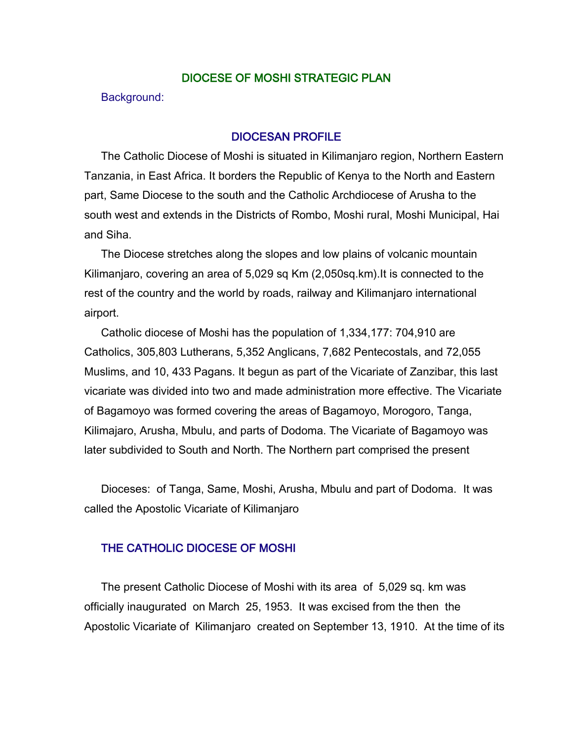# DIOCESE OF MOSHI STRATEGIC PLAN

Background:

## DIOCESAN PROFILE

The Catholic Diocese of Moshi is situated in Kilimanjaro region, Northern Eastern Tanzania, in East Africa. It borders the Republic of Kenya to the North and Eastern part, Same Diocese to the south and the Catholic Archdiocese of Arusha to the south west and extends in the Districts of Rombo, Moshi rural, Moshi Municipal, Hai and Siha.

The Diocese stretches along the slopes and low plains of volcanic mountain Kilimanjaro, covering an area of 5,029 sq Km (2,050sq.km).It is connected to the rest of the country and the world by roads, railway and Kilimanjaro international airport.

Catholic diocese of Moshi has the population of 1,334,177: 704,910 are Catholics, 305,803 Lutherans, 5,352 Anglicans, 7,682 Pentecostals, and 72,055 Muslims, and 10, 433 Pagans. It begun as part of the Vicariate of Zanzibar, this last vicariate was divided into two and made administration more effective. The Vicariate of Bagamoyo was formed covering the areas of Bagamoyo, Morogoro, Tanga, Kilimajaro, Arusha, Mbulu, and parts of Dodoma. The Vicariate of Bagamoyo was later subdivided to South and North. The Northern part comprised the present

Dioceses: of Tanga, Same, Moshi, Arusha, Mbulu and part of Dodoma. It was called the Apostolic Vicariate of Kilimanjaro

## THE CATHOLIC DIOCESE OF MOSHI

The present Catholic Diocese of Moshi with its area of 5,029 sq. km was officially inaugurated on March 25, 1953. It was excised from the then the Apostolic Vicariate of Kilimanjaro created on September 13, 1910. At the time of its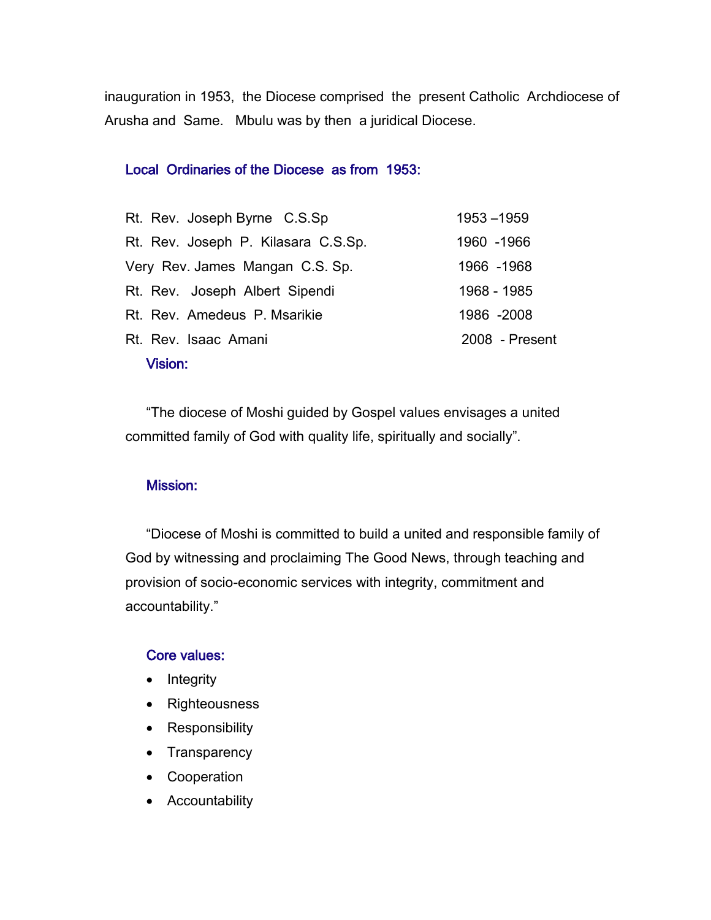inauguration in 1953, the Diocese comprised the present Catholic Archdiocese of Arusha and Same. Mbulu was by then a juridical Diocese.

### Local Ordinaries of the Diocese as from 1953:

| | |
|---|---|
| Rt. Rev. Joseph Byrne C.S.Sp | 1953 –1959 |
| Rt. Rev. Joseph P. Kilasara C.S.Sp. | 1960 -1966 |
| Very Rev. James Mangan C.S. Sp. | 1966 -1968 |
| Rt. Rev. Joseph Albert Sipendi | 1968 - 1985 |
| Rt. Rev. Amedeus P. Msarikie | 1986 -2008 |
| Rt. Rev. Isaac Amani | 2008 - Present |

### Vision:

"The diocese of Moshi guided by Gospel values envisages a united committed family of God with quality life, spiritually and socially".

### Mission:

"Diocese of Moshi is committed to build a united and responsible family of God by witnessing and proclaiming The Good News, through teaching and provision of socio-economic services with integrity, commitment and accountability."

### Core values:

- Integrity
- Righteousness
- Responsibility
- Transparency
- Cooperation
- Accountability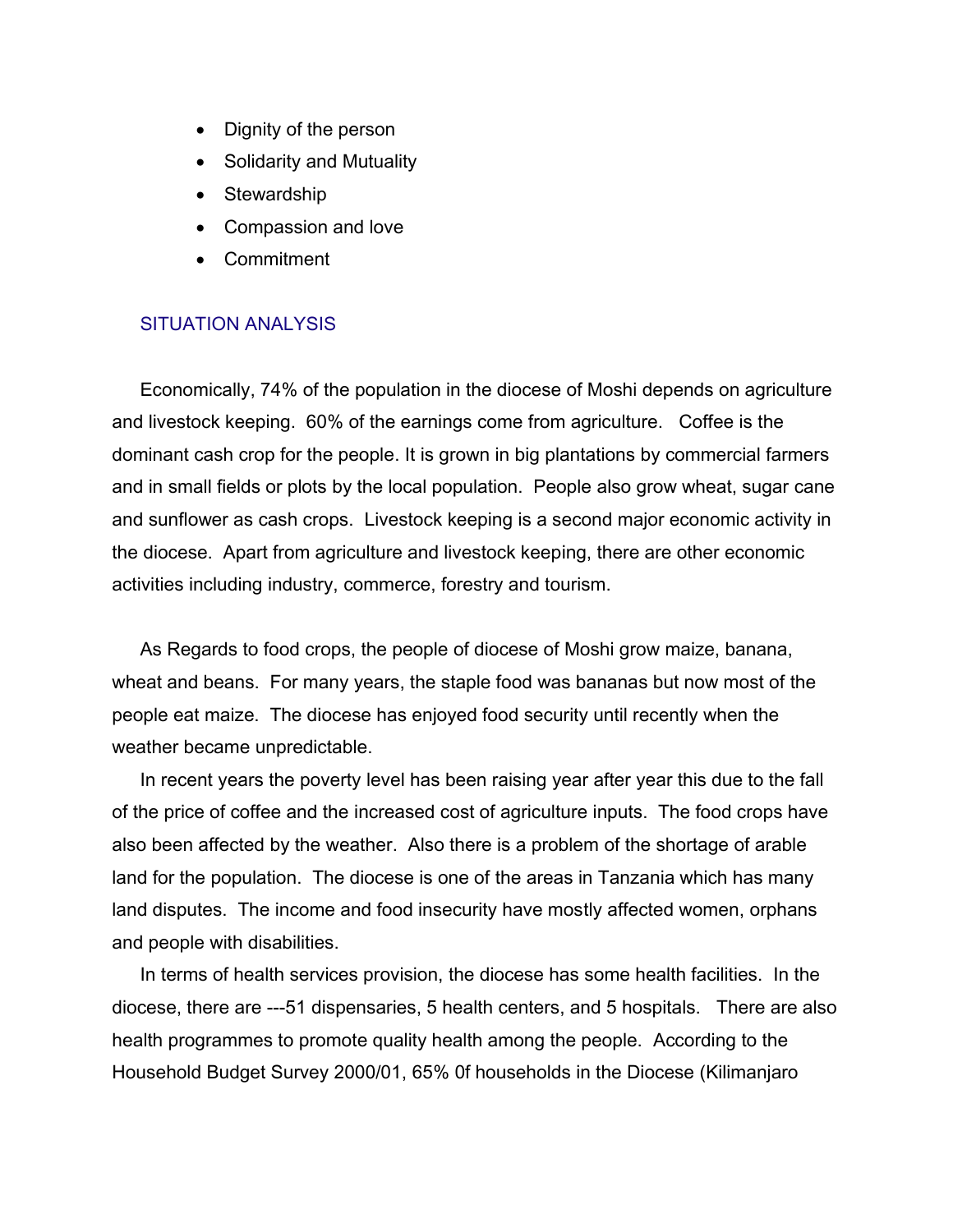- Dignity of the person
- Solidarity and Mutuality
- Stewardship
- Compassion and love
- Commitment

## SITUATION ANALYSIS

Economically, 74% of the population in the diocese of Moshi depends on agriculture and livestock keeping. 60% of the earnings come from agriculture. Coffee is the dominant cash crop for the people. It is grown in big plantations by commercial farmers and in small fields or plots by the local population. People also grow wheat, sugar cane and sunflower as cash crops. Livestock keeping is a second major economic activity in the diocese. Apart from agriculture and livestock keeping, there are other economic activities including industry, commerce, forestry and tourism.

As Regards to food crops, the people of diocese of Moshi grow maize, banana, wheat and beans. For many years, the staple food was bananas but now most of the people eat maize. The diocese has enjoyed food security until recently when the weather became unpredictable.

In recent years the poverty level has been raising year after year this due to the fall of the price of coffee and the increased cost of agriculture inputs. The food crops have also been affected by the weather. Also there is a problem of the shortage of arable land for the population. The diocese is one of the areas in Tanzania which has many land disputes. The income and food insecurity have mostly affected women, orphans and people with disabilities.

In terms of health services provision, the diocese has some health facilities. In the diocese, there are ---51 dispensaries, 5 health centers, and 5 hospitals. There are also health programmes to promote quality health among the people. According to the Household Budget Survey 2000/01, 65% 0f households in the Diocese (Kilimanjaro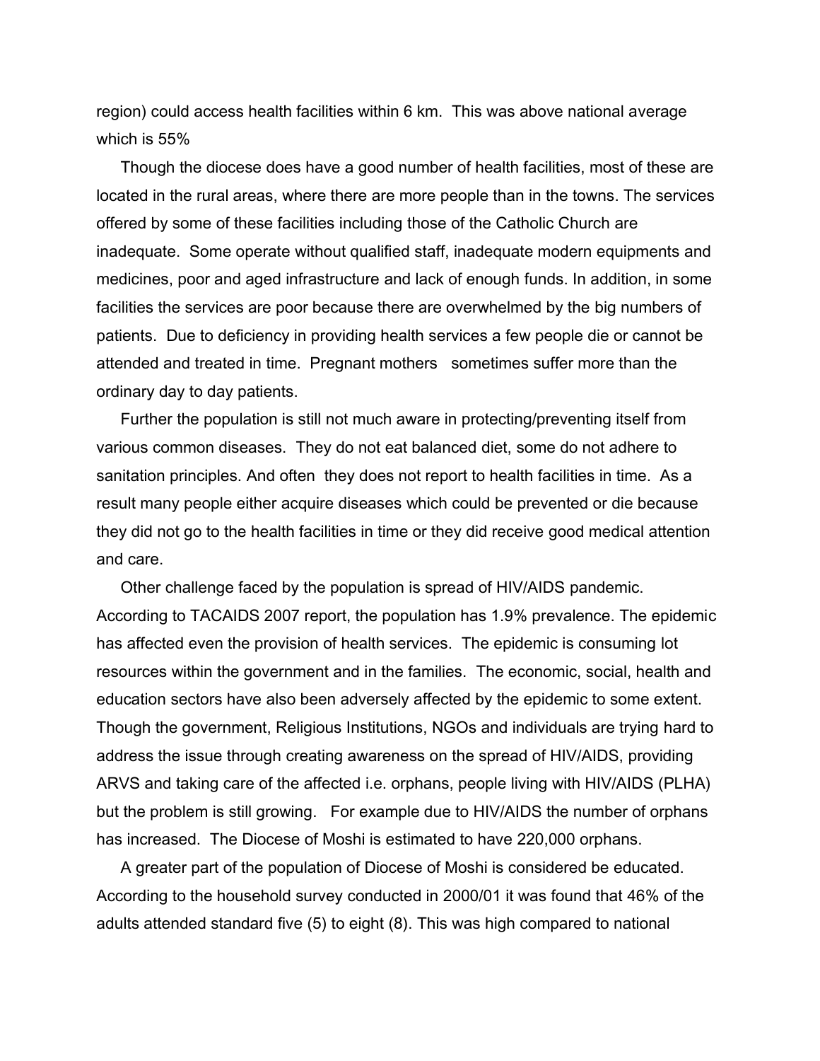region) could access health facilities within 6 km. This was above national average which is 55%

Though the diocese does have a good number of health facilities, most of these are located in the rural areas, where there are more people than in the towns. The services offered by some of these facilities including those of the Catholic Church are inadequate. Some operate without qualified staff, inadequate modern equipments and medicines, poor and aged infrastructure and lack of enough funds. In addition, in some facilities the services are poor because there are overwhelmed by the big numbers of patients. Due to deficiency in providing health services a few people die or cannot be attended and treated in time. Pregnant mothers sometimes suffer more than the ordinary day to day patients.

Further the population is still not much aware in protecting/preventing itself from various common diseases. They do not eat balanced diet, some do not adhere to sanitation principles. And often they does not report to health facilities in time. As a result many people either acquire diseases which could be prevented or die because they did not go to the health facilities in time or they did receive good medical attention and care.

Other challenge faced by the population is spread of HIV/AIDS pandemic. According to TACAIDS 2007 report, the population has 1.9% prevalence. The epidemic has affected even the provision of health services. The epidemic is consuming lot resources within the government and in the families. The economic, social, health and education sectors have also been adversely affected by the epidemic to some extent. Though the government, Religious Institutions, NGOs and individuals are trying hard to address the issue through creating awareness on the spread of HIV/AIDS, providing ARVS and taking care of the affected i.e. orphans, people living with HIV/AIDS (PLHA) but the problem is still growing. For example due to HIV/AIDS the number of orphans has increased. The Diocese of Moshi is estimated to have 220,000 orphans.

A greater part of the population of Diocese of Moshi is considered be educated. According to the household survey conducted in 2000/01 it was found that 46% of the adults attended standard five (5) to eight (8). This was high compared to national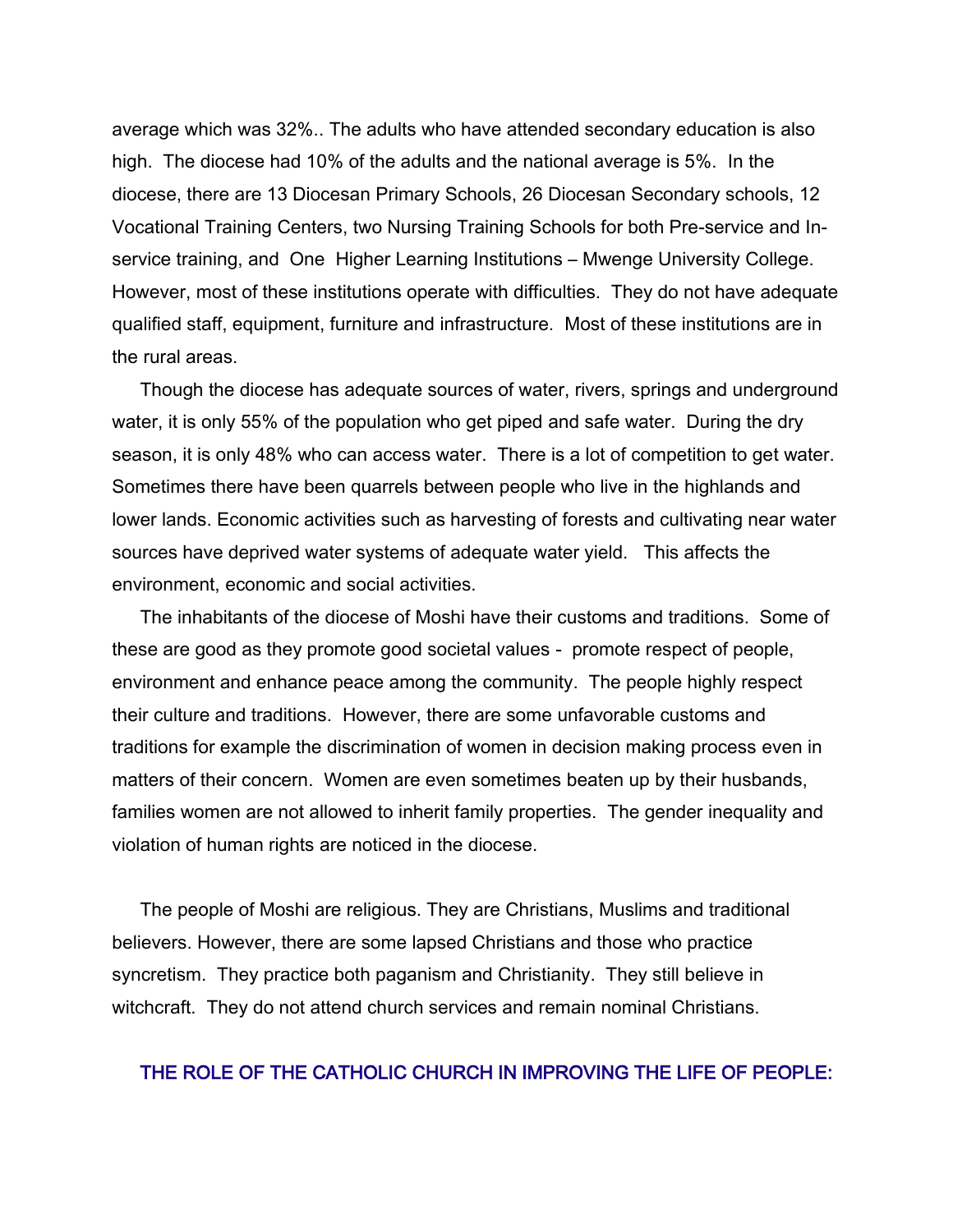average which was 32%.. The adults who have attended secondary education is also high. The diocese had 10% of the adults and the national average is 5%. In the diocese, there are 13 Diocesan Primary Schools, 26 Diocesan Secondary schools, 12 Vocational Training Centers, two Nursing Training Schools for both Pre-service and In-service training, and One Higher Learning Institutions – Mwenge University College. However, most of these institutions operate with difficulties. They do not have adequate qualified staff, equipment, furniture and infrastructure. Most of these institutions are in the rural areas.

Though the diocese has adequate sources of water, rivers, springs and underground water, it is only 55% of the population who get piped and safe water. During the dry season, it is only 48% who can access water. There is a lot of competition to get water. Sometimes there have been quarrels between people who live in the highlands and lower lands. Economic activities such as harvesting of forests and cultivating near water sources have deprived water systems of adequate water yield. This affects the environment, economic and social activities.

The inhabitants of the diocese of Moshi have their customs and traditions. Some of these are good as they promote good societal values - promote respect of people, environment and enhance peace among the community. The people highly respect their culture and traditions. However, there are some unfavorable customs and traditions for example the discrimination of women in decision making process even in matters of their concern. Women are even sometimes beaten up by their husbands, families women are not allowed to inherit family properties. The gender inequality and violation of human rights are noticed in the diocese.

The people of Moshi are religious. They are Christians, Muslims and traditional believers. However, there are some lapsed Christians and those who practice syncretism. They practice both paganism and Christianity. They still believe in witchcraft. They do not attend church services and remain nominal Christians.

## THE ROLE OF THE CATHOLIC CHURCH IN IMPROVING THE LIFE OF PEOPLE: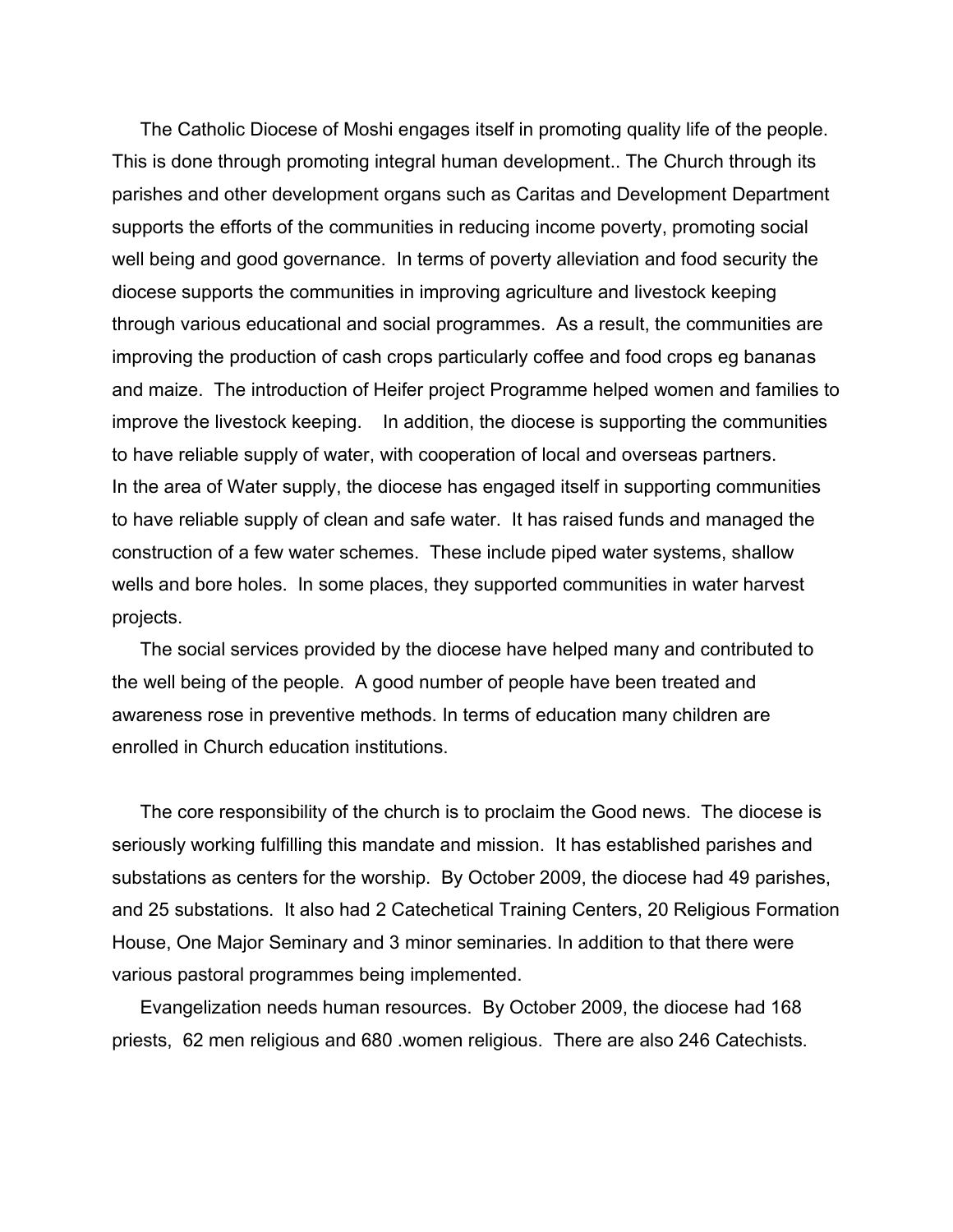The Catholic Diocese of Moshi engages itself in promoting quality life of the people. This is done through promoting integral human development.. The Church through its parishes and other development organs such as Caritas and Development Department supports the efforts of the communities in reducing income poverty, promoting social well being and good governance. In terms of poverty alleviation and food security the diocese supports the communities in improving agriculture and livestock keeping through various educational and social programmes. As a result, the communities are improving the production of cash crops particularly coffee and food crops eg bananas and maize. The introduction of Heifer project Programme helped women and families to improve the livestock keeping. In addition, the diocese is supporting the communities to have reliable supply of water, with cooperation of local and overseas partners.
In the area of Water supply, the diocese has engaged itself in supporting communities to have reliable supply of clean and safe water. It has raised funds and managed the construction of a few water schemes. These include piped water systems, shallow wells and bore holes. In some places, they supported communities in water harvest projects.

The social services provided by the diocese have helped many and contributed to the well being of the people. A good number of people have been treated and awareness rose in preventive methods. In terms of education many children are enrolled in Church education institutions.

The core responsibility of the church is to proclaim the Good news. The diocese is seriously working fulfilling this mandate and mission. It has established parishes and substations as centers for the worship. By October 2009, the diocese had 49 parishes, and 25 substations. It also had 2 Catechetical Training Centers, 20 Religious Formation House, One Major Seminary and 3 minor seminaries. In addition to that there were various pastoral programmes being implemented.

Evangelization needs human resources. By October 2009, the diocese had 168 priests, 62 men religious and 680 .women religious. There are also 246 Catechists.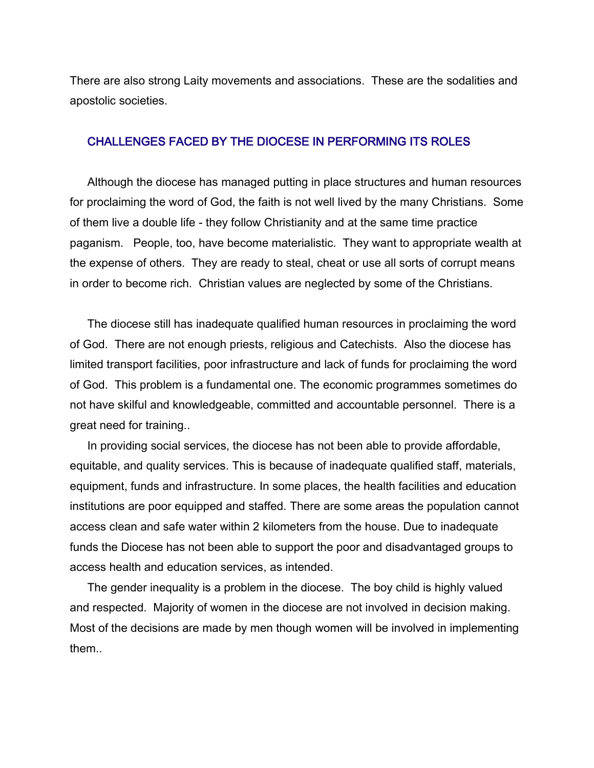There are also strong Laity movements and associations. These are the sodalities and apostolic societies.

## CHALLENGES FACED BY THE DIOCESE IN PERFORMING ITS ROLES

Although the diocese has managed putting in place structures and human resources for proclaiming the word of God, the faith is not well lived by the many Christians. Some of them live a double life - they follow Christianity and at the same time practice paganism. People, too, have become materialistic. They want to appropriate wealth at the expense of others. They are ready to steal, cheat or use all sorts of corrupt means in order to become rich. Christian values are neglected by some of the Christians.

The diocese still has inadequate qualified human resources in proclaiming the word of God. There are not enough priests, religious and Catechists. Also the diocese has limited transport facilities, poor infrastructure and lack of funds for proclaiming the word of God. This problem is a fundamental one. The economic programmes sometimes do not have skilful and knowledgeable, committed and accountable personnel. There is a great need for training..

In providing social services, the diocese has not been able to provide affordable, equitable, and quality services. This is because of inadequate qualified staff, materials, equipment, funds and infrastructure. In some places, the health facilities and education institutions are poor equipped and staffed. There are some areas the population cannot access clean and safe water within 2 kilometers from the house. Due to inadequate funds the Diocese has not been able to support the poor and disadvantaged groups to access health and education services, as intended.

The gender inequality is a problem in the diocese. The boy child is highly valued and respected. Majority of women in the diocese are not involved in decision making. Most of the decisions are made by men though women will be involved in implementing them..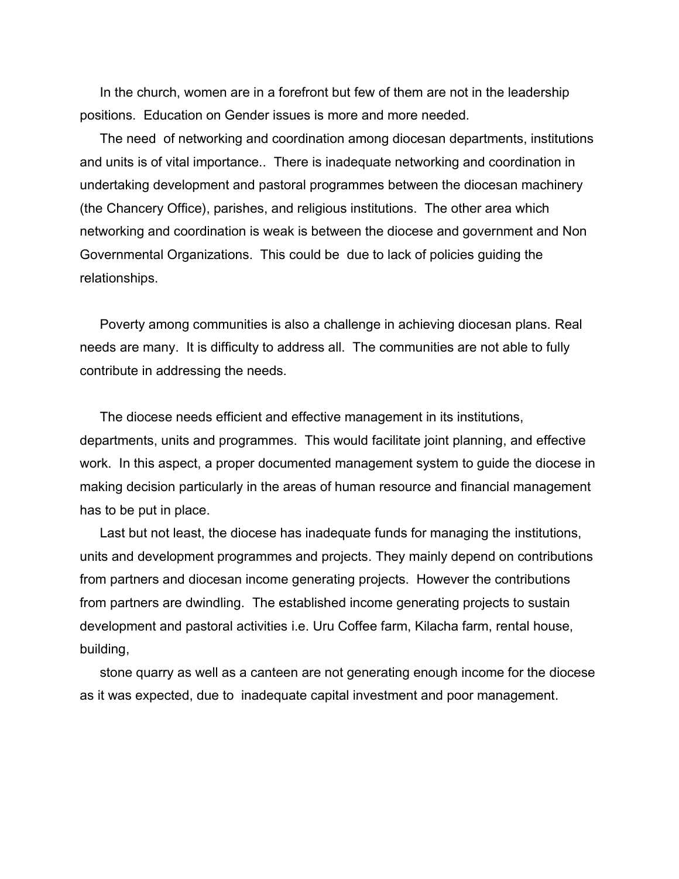In the church, women are in a forefront but few of them are not in the leadership positions. Education on Gender issues is more and more needed.

The need of networking and coordination among diocesan departments, institutions and units is of vital importance.. There is inadequate networking and coordination in undertaking development and pastoral programmes between the diocesan machinery (the Chancery Office), parishes, and religious institutions. The other area which networking and coordination is weak is between the diocese and government and Non Governmental Organizations. This could be due to lack of policies guiding the relationships.

Poverty among communities is also a challenge in achieving diocesan plans. Real needs are many. It is difficulty to address all. The communities are not able to fully contribute in addressing the needs.

The diocese needs efficient and effective management in its institutions, departments, units and programmes. This would facilitate joint planning, and effective work. In this aspect, a proper documented management system to guide the diocese in making decision particularly in the areas of human resource and financial management has to be put in place.

Last but not least, the diocese has inadequate funds for managing the institutions, units and development programmes and projects. They mainly depend on contributions from partners and diocesan income generating projects. However the contributions from partners are dwindling. The established income generating projects to sustain development and pastoral activities i.e. Uru Coffee farm, Kilacha farm, rental house, building,

stone quarry as well as a canteen are not generating enough income for the diocese as it was expected, due to inadequate capital investment and poor management.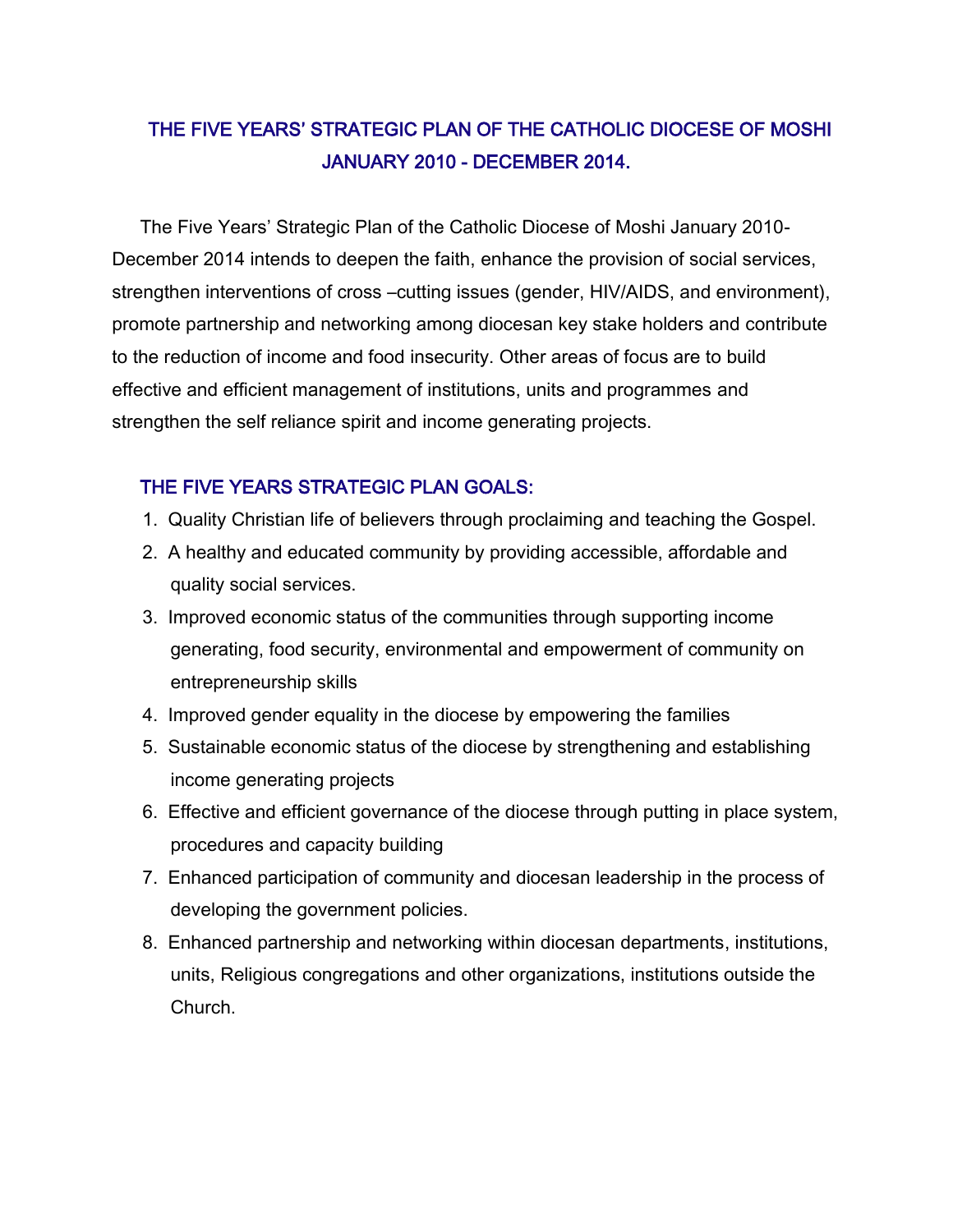# THE FIVE YEARS' STRATEGIC PLAN OF THE CATHOLIC DIOCESE OF MOSHI JANUARY 2010 - DECEMBER 2014.

The Five Years' Strategic Plan of the Catholic Diocese of Moshi January 2010-December 2014 intends to deepen the faith, enhance the provision of social services, strengthen interventions of cross –cutting issues (gender, HIV/AIDS, and environment), promote partnership and networking among diocesan key stake holders and contribute to the reduction of income and food insecurity. Other areas of focus are to build effective and efficient management of institutions, units and programmes and strengthen the self reliance spirit and income generating projects.

## THE FIVE YEARS STRATEGIC PLAN GOALS:

1. Quality Christian life of believers through proclaiming and teaching the Gospel.
2. A healthy and educated community by providing accessible, affordable and quality social services.
3. Improved economic status of the communities through supporting income generating, food security, environmental and empowerment of community on entrepreneurship skills
4. Improved gender equality in the diocese by empowering the families
5. Sustainable economic status of the diocese by strengthening and establishing income generating projects
6. Effective and efficient governance of the diocese through putting in place system, procedures and capacity building
7. Enhanced participation of community and diocesan leadership in the process of developing the government policies.
8. Enhanced partnership and networking within diocesan departments, institutions, units, Religious congregations and other organizations, institutions outside the Church.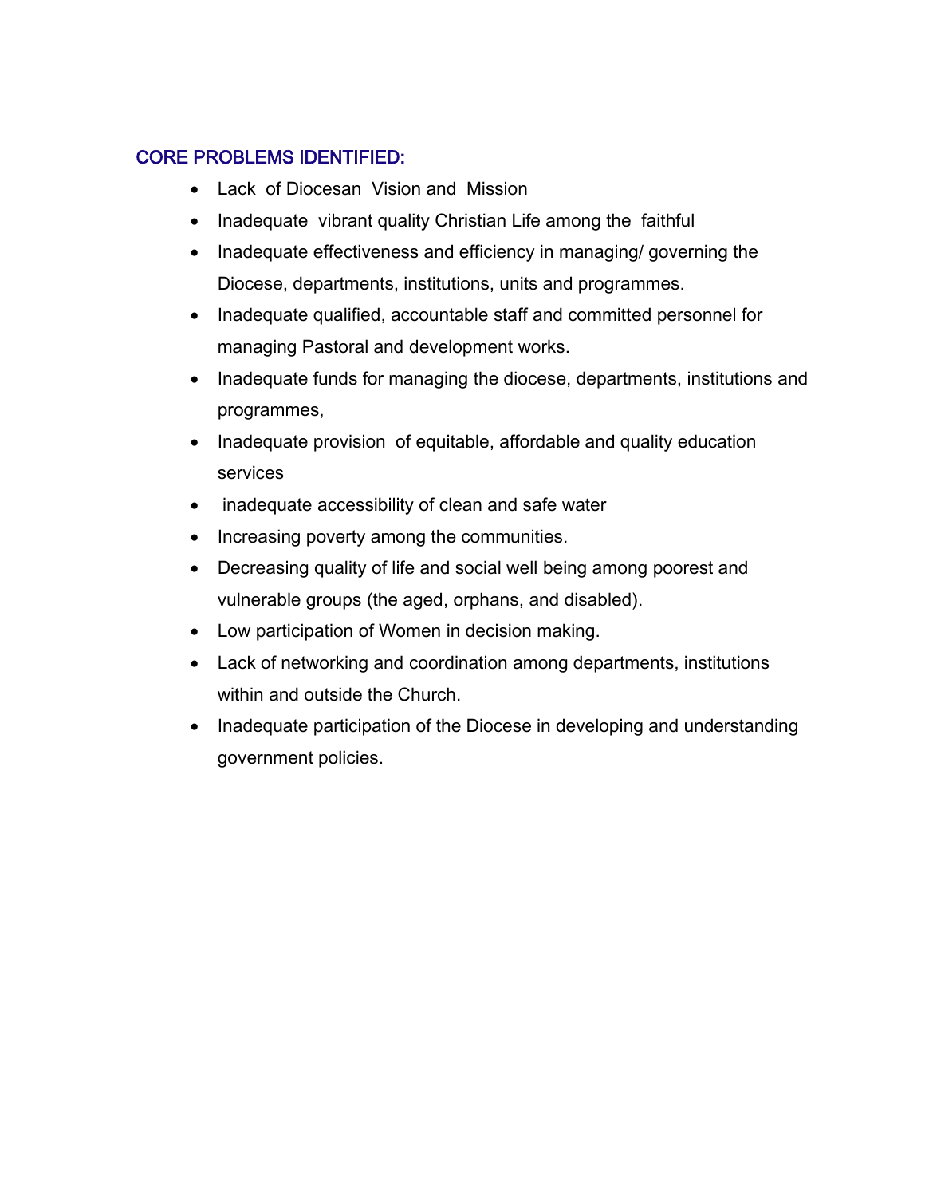## CORE PROBLEMS IDENTIFIED:

- Lack of Diocesan Vision and Mission
- Inadequate vibrant quality Christian Life among the faithful
- Inadequate effectiveness and efficiency in managing/ governing the Diocese, departments, institutions, units and programmes.
- Inadequate qualified, accountable staff and committed personnel for managing Pastoral and development works.
- Inadequate funds for managing the diocese, departments, institutions and programmes,
- Inadequate provision of equitable, affordable and quality education services
- inadequate accessibility of clean and safe water
- Increasing poverty among the communities.
- Decreasing quality of life and social well being among poorest and vulnerable groups (the aged, orphans, and disabled).
- Low participation of Women in decision making.
- Lack of networking and coordination among departments, institutions within and outside the Church.
- Inadequate participation of the Diocese in developing and understanding government policies.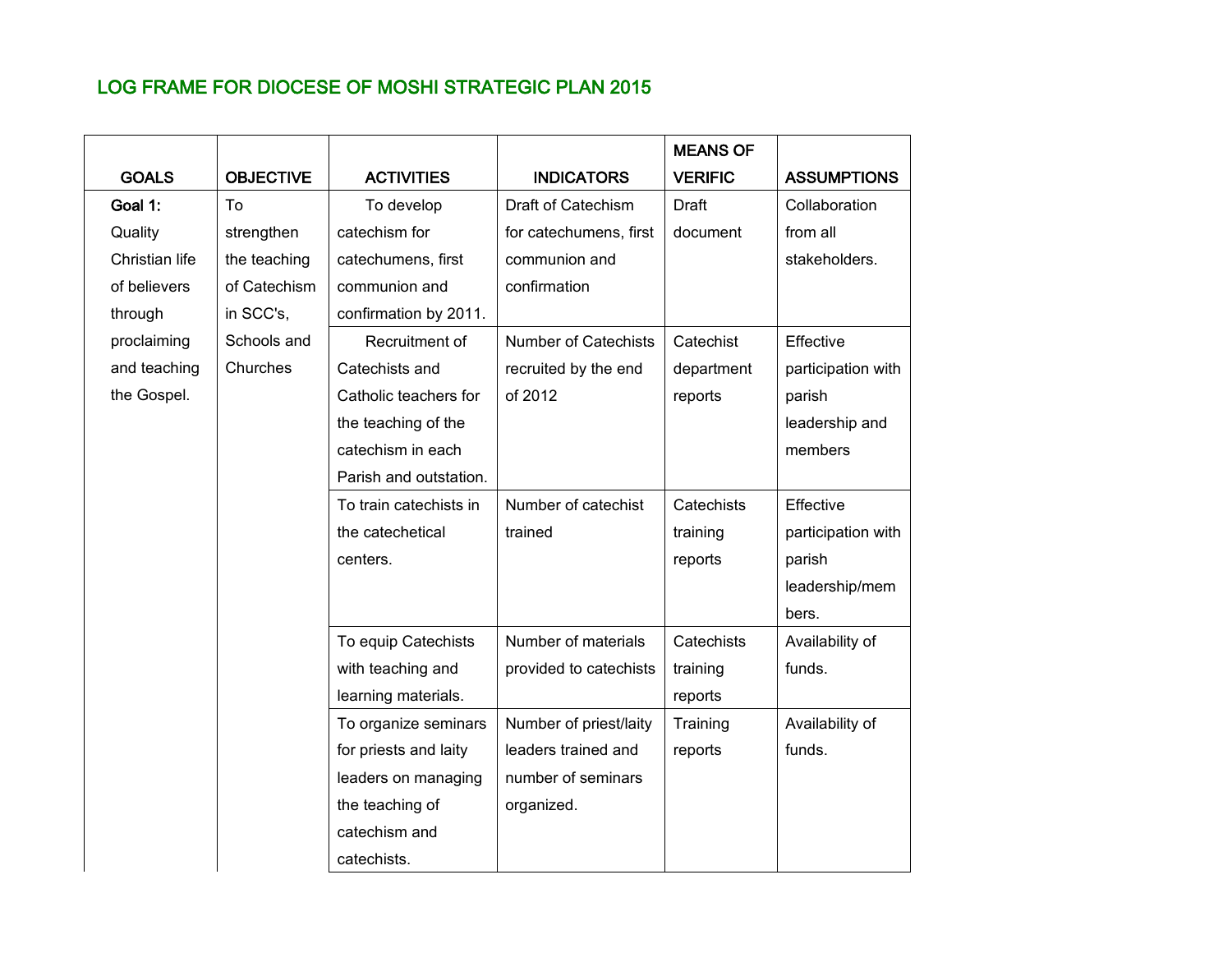## LOG FRAME FOR DIOCESE OF MOSHI STRATEGIC PLAN 2015

| GOALS | OBJECTIVE | ACTIVITIES | INDICATORS | MEANS OF VERIFIC | ASSUMPTIONS |
|---|---|---|---|---|---|
| **Goal 1:** Quality Christian life of believers through proclaiming and teaching the Gospel. | To strengthen the teaching of Catechism in SCC's, Schools and Churches | To develop catechism for catechumens, first communion and confirmation by 2011. | Draft of Catechism for catechumens, first communion and confirmation | Draft document | Collaboration from all stakeholders. |
| | | Recruitment of Catechists and Catholic teachers for the teaching of the catechism in each Parish and outstation. | Number of Catechists recruited by the end of 2012 | Catechist department reports | Effective participation with parish leadership and members |
| | | To train catechists in the catechetical centers. | Number of catechist trained | Catechists training reports | Effective participation with parish leadership/members. |
| | | To equip Catechists with teaching and learning materials. | Number of materials provided to catechists | Catechists training reports | Availability of funds. |
| | | To organize seminars for priests and laity leaders on managing the teaching of catechism and catechists. | Number of priest/laity leaders trained and number of seminars organized. | Training reports | Availability of funds. |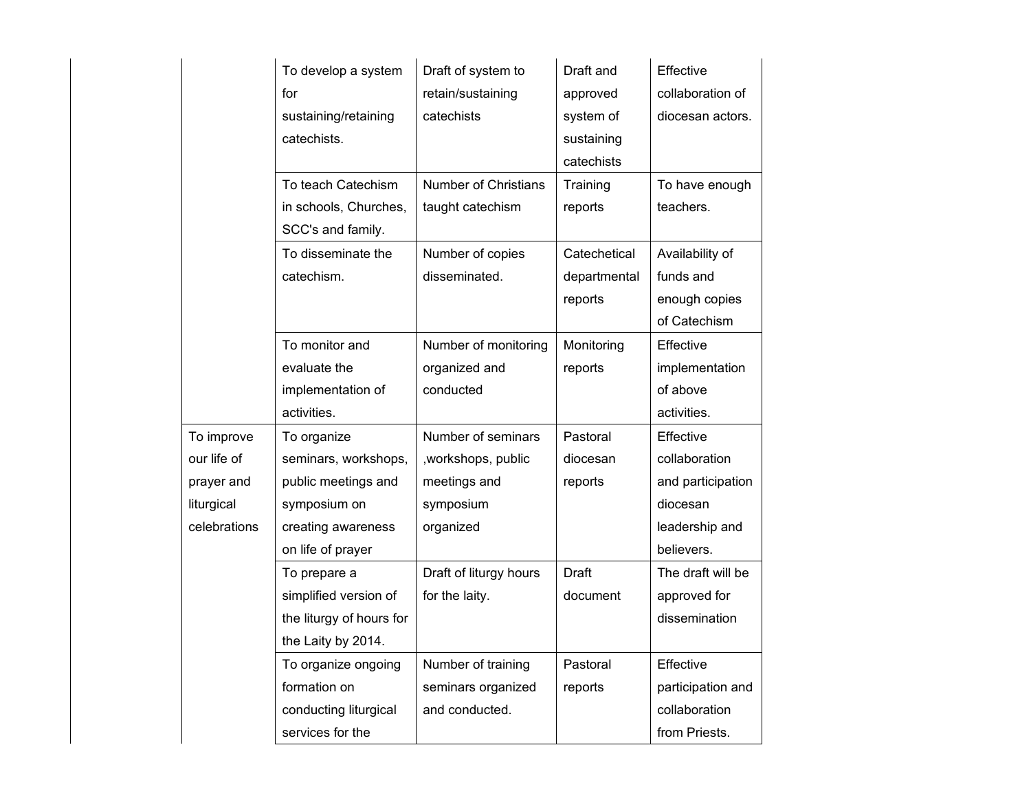| | | | | | |
|---|---|---|---|---|---|
| | | To develop a system for sustaining/retaining catechists. | Draft of system to retain/sustaining catechists | Draft and approved system of sustaining catechists | Effective collaboration of diocesan actors. |
| | | To teach Catechism in schools, Churches, SCC's and family. | Number of Christians taught catechism | Training reports | To have enough teachers. |
| | | To disseminate the catechism. | Number of copies disseminated. | Catechetical departmental reports | Availability of funds and enough copies of Catechism |
| | | To monitor and evaluate the implementation of activities. | Number of monitoring organized and conducted | Monitoring reports | Effective implementation of above activities. |
| | To improve our life of prayer and liturgical celebrations | To organize seminars, workshops, public meetings and symposium on creating awareness on life of prayer | Number of seminars ,workshops, public meetings and symposium organized | Pastoral diocesan reports | Effective collaboration and participation diocesan leadership and believers. |
| | | To prepare a simplified version of the liturgy of hours for the Laity by 2014. | Draft of liturgy hours for the laity. | Draft document | The draft will be approved for dissemination |
| | | To organize ongoing formation on conducting liturgical services for the | Number of training seminars organized and conducted. | Pastoral reports | Effective participation and collaboration from Priests. |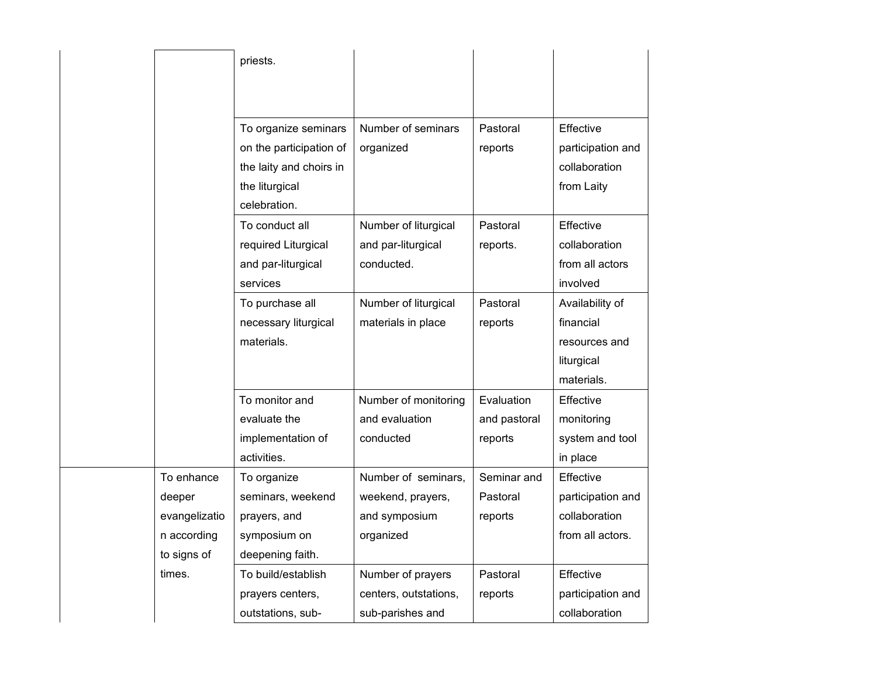| | | | | | |
|---|---|---|---|---|---|
| | | priests. | | | |
| | | To organize seminars on the participation of the laity and choirs in the liturgical celebration. | Number of seminars organized | Pastoral reports | Effective participation and collaboration from Laity |
| | | To conduct all required Liturgical and par-liturgical services | Number of liturgical and par-liturgical conducted. | Pastoral reports. | Effective collaboration from all actors involved |
| | | To purchase all necessary liturgical materials. | Number of liturgical materials in place | Pastoral reports | Availability of financial resources and liturgical materials. |
| | | To monitor and evaluate the implementation of activities. | Number of monitoring and evaluation conducted | Evaluation and pastoral reports | Effective monitoring system and tool in place |
| | To enhance deeper evangelization according to signs of times. | To organize seminars, weekend prayers, and symposium on deepening faith. | Number of seminars, weekend, prayers, and symposium organized | Seminar and Pastoral reports | Effective participation and collaboration from all actors. |
| | | To build/establish prayers centers, outstations, sub- | Number of prayers centers, outstations, sub-parishes and | Pastoral reports | Effective participation and collaboration |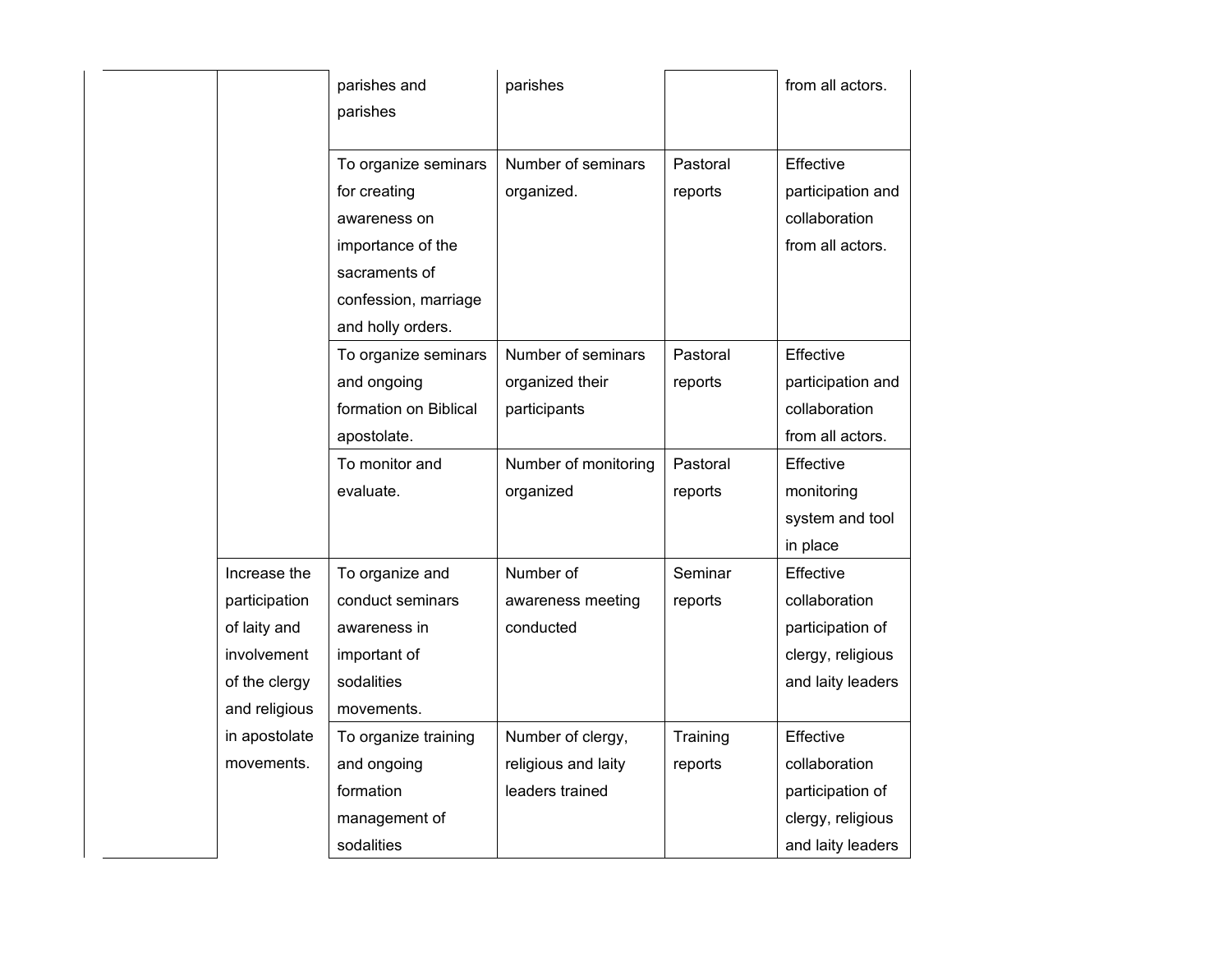| | | | | | |
|---|---|---|---|---|---|
| | | parishes and parishes | parishes | | from all actors. |
| | | To organize seminars for creating awareness on importance of the sacraments of confession, marriage and holly orders. | Number of seminars organized. | Pastoral reports | Effective participation and collaboration from all actors. |
| | | To organize seminars and ongoing formation on Biblical apostolate. | Number of seminars organized their participants | Pastoral reports | Effective participation and collaboration from all actors. |
| | | To monitor and evaluate. | Number of monitoring organized | Pastoral reports | Effective monitoring system and tool in place |
| | Increase the participation of laity and involvement of the clergy and religious in apostolate movements. | To organize and conduct seminars awareness in important of sodalities movements. | Number of awareness meeting conducted | Seminar reports | Effective collaboration participation of clergy, religious and laity leaders |
| | | To organize training and ongoing formation management of sodalities | Number of clergy, religious and laity leaders trained | Training reports | Effective collaboration participation of clergy, religious and laity leaders |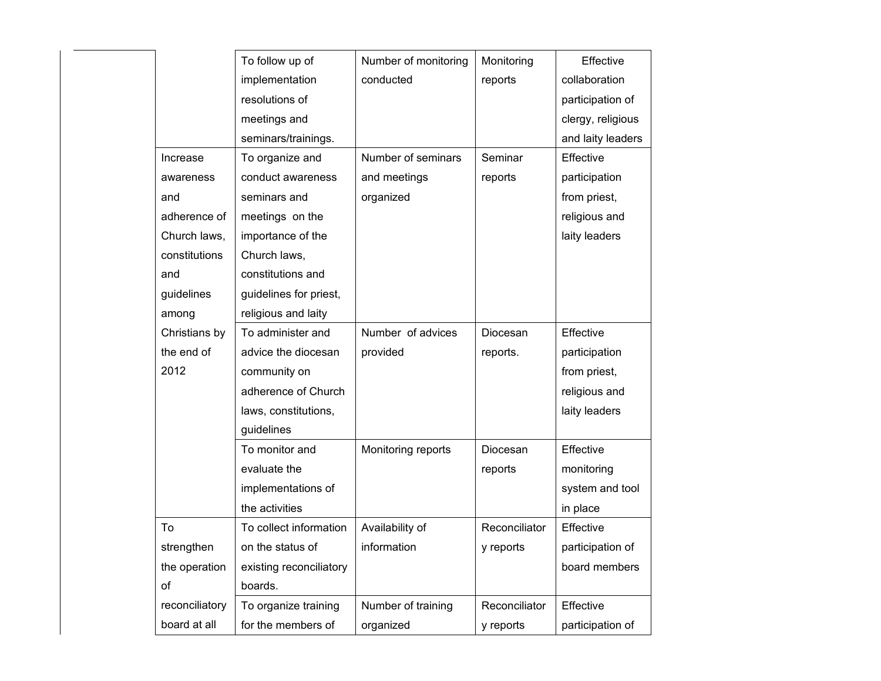| | | | | |
|---|---|---|---|---|
| | To follow up of implementation resolutions of meetings and seminars/trainings. | Number of monitoring conducted | Monitoring reports | Effective collaboration participation of clergy, religious and laity leaders |
| Increase awareness and adherence of Church laws, constitutions and guidelines among Christians by the end of 2012 | To organize and conduct awareness seminars and meetings on the importance of the Church laws, constitutions and guidelines for priest, religious and laity | Number of seminars and meetings organized | Seminar reports | Effective participation from priest, religious and laity leaders |
| | To administer and advice the diocesan community on adherence of Church laws, constitutions, guidelines | Number of advices provided | Diocesan reports. | Effective participation from priest, religious and laity leaders |
| | To monitor and evaluate the implementations of the activities | Monitoring reports | Diocesan reports | Effective monitoring system and tool in place |
| To strengthen the operation of reconciliatory board at all | To collect information on the status of existing reconciliatory boards. | Availability of information | Reconciliatory reports | Effective participation of board members |
| | To organize training for the members of | Number of training organized | Reconciliatory reports | Effective participation of |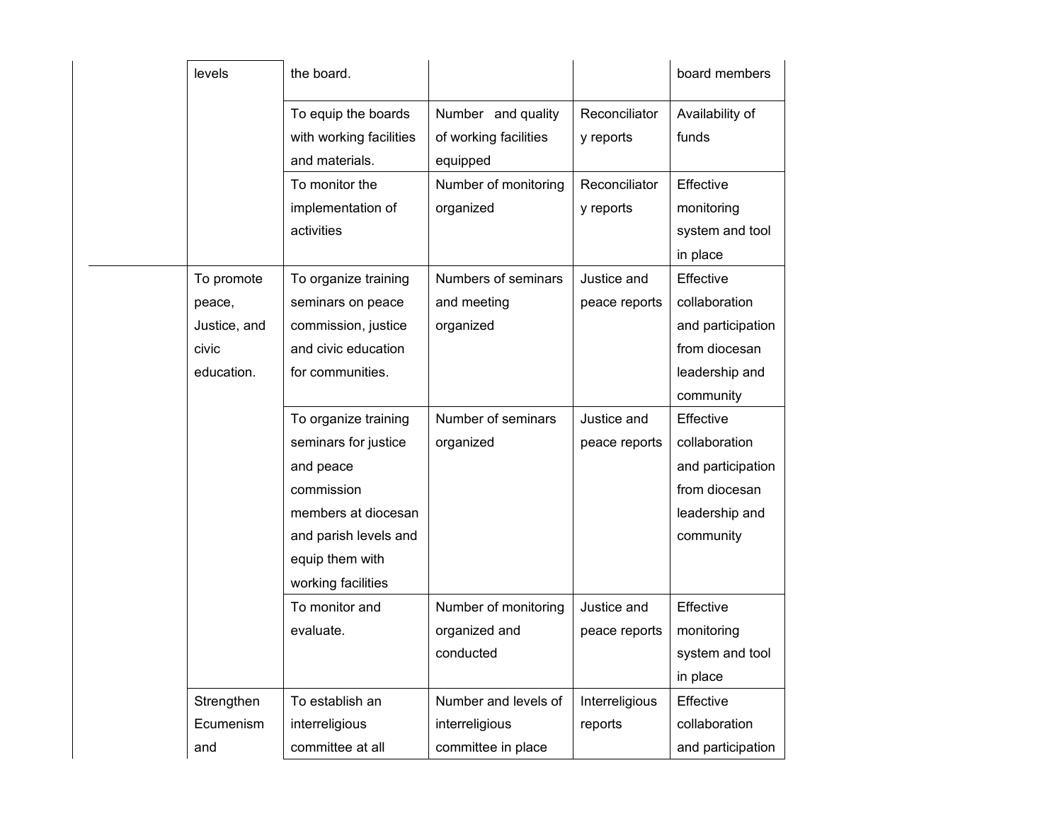| | | | | | |
|---|---|---|---|---|---|
| | levels | the board. | | | board members |
| | | To equip the boards with working facilities and materials. | Number and quality of working facilities equipped | Reconciliatory reports | Availability of funds |
| | | To monitor the implementation of activities | Number of monitoring organized | Reconciliatory reports | Effective monitoring system and tool in place |
| | To promote peace, Justice, and civic education. | To organize training seminars on peace commission, justice and civic education for communities. | Numbers of seminars and meeting organized | Justice and peace reports | Effective collaboration and participation from diocesan leadership and community |
| | | To organize training seminars for justice and peace commission members at diocesan and parish levels and equip them with working facilities | Number of seminars organized | Justice and peace reports | Effective collaboration and participation from diocesan leadership and community |
| | | To monitor and evaluate. | Number of monitoring organized and conducted | Justice and peace reports | Effective monitoring system and tool in place |
| | Strengthen Ecumenism and | To establish an interreligious committee at all | Number and levels of interreligious committee in place | Interreligious reports | Effective collaboration and participation |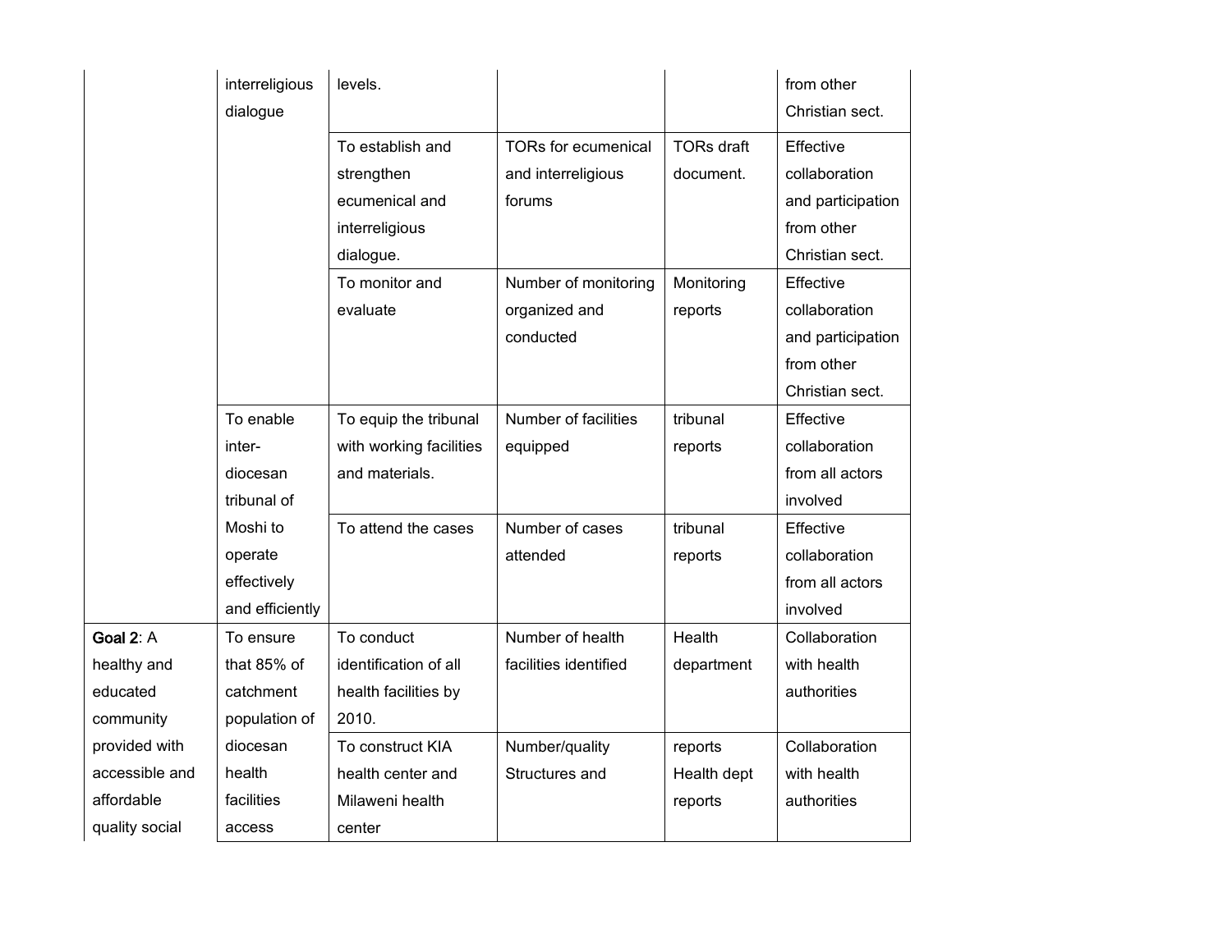| | | | | | |
|---|---|---|---|---|---|
| | interreligious dialogue | levels. | | | from other Christian sect. |
| | | To establish and strengthen ecumenical and interreligious dialogue. | TORs for ecumenical and interreligious forums | TORs draft document. | Effective collaboration and participation from other Christian sect. |
| | | To monitor and evaluate | Number of monitoring organized and conducted | Monitoring reports | Effective collaboration and participation from other Christian sect. |
| | To enable inter-diocesan tribunal of Moshi to operate effectively and efficiently | To equip the tribunal with working facilities and materials. | Number of facilities equipped | tribunal reports | Effective collaboration from all actors involved |
| | | To attend the cases | Number of cases attended | tribunal reports | Effective collaboration from all actors involved |
| **Goal 2**: A healthy and educated community provided with accessible and affordable quality social | To ensure that 85% of catchment population of diocesan health facilities access | To conduct identification of all health facilities by 2010. | Number of health facilities identified | Health department | Collaboration with health authorities |
| | | To construct KIA health center and Milaweni health center | Number/quality Structures and | reports Health dept reports | Collaboration with health authorities |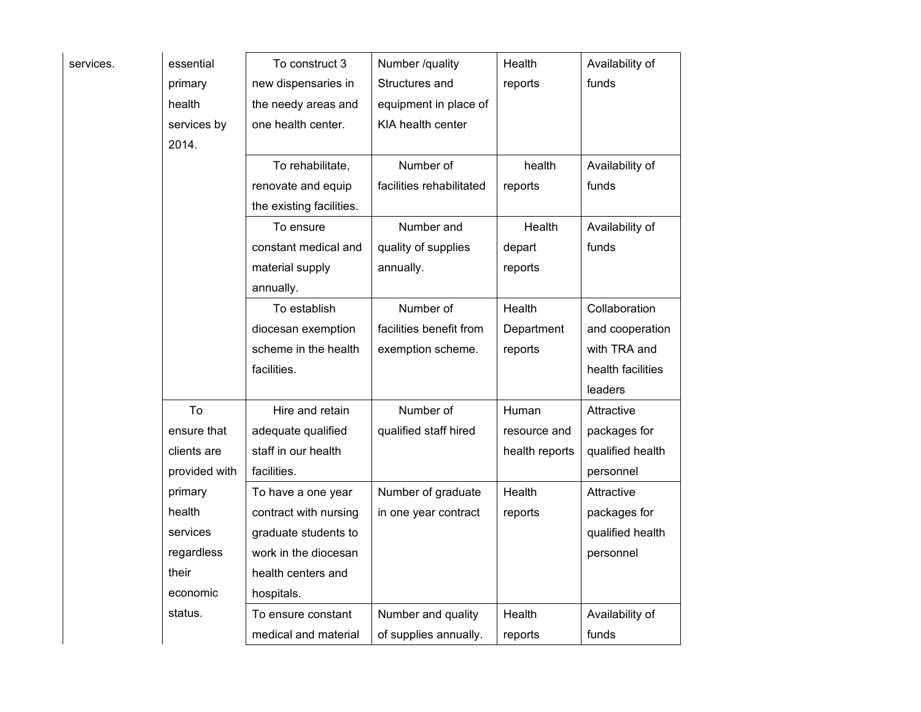| | | | | | |
|---|---|---|---|---|---|
| services. | essential primary health services by 2014. | To construct 3 new dispensaries in the needy areas and one health center. | Number /quality Structures and equipment in place of KIA health center | Health reports | Availability of funds |
| | | To rehabilitate, renovate and equip the existing facilities. | Number of facilities rehabilitated | health reports | Availability of funds |
| | | To ensure constant medical and material supply annually. | Number and quality of supplies annually. | Health depart reports | Availability of funds |
| | | To establish diocesan exemption scheme in the health facilities. | Number of facilities benefit from exemption scheme. | Health Department reports | Collaboration and cooperation with TRA and health facilities leaders |
| | To ensure that clients are provided with primary health services regardless their economic status. | Hire and retain adequate qualified staff in our health facilities. | Number of qualified staff hired | Human resource and health reports | Attractive packages for qualified health personnel |
| | | To have a one year contract with nursing graduate students to work in the diocesan health centers and hospitals. | Number of graduate in one year contract | Health reports | Attractive packages for qualified health personnel |
| | | To ensure constant medical and material | Number and quality of supplies annually. | Health reports | Availability of funds |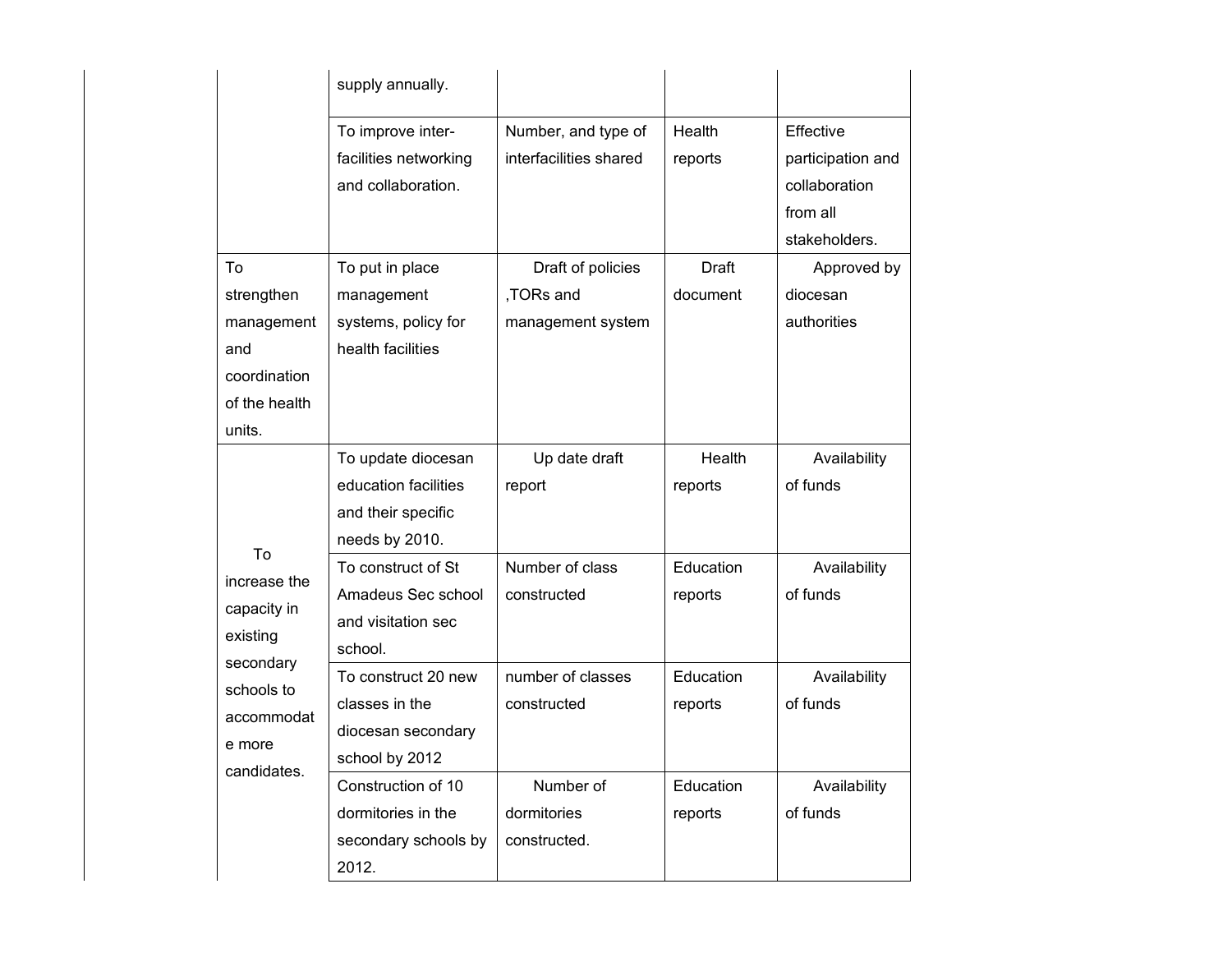| | | | | |
|---|---|---|---|---|
| | supply annually. | | | |
| | To improve inter-facilities networking and collaboration. | Number, and type of interfacilities shared | Health reports | Effective participation and collaboration from all stakeholders. |
| To strengthen management and coordination of the health units. | To put in place management systems, policy for health facilities | Draft of policies ,TORs and management system | Draft document | Approved by diocesan authorities |
| To increase the capacity in existing secondary schools to accommodate more candidates. | To update diocesan education facilities and their specific needs by 2010. | Up date draft report | Health reports | Availability of funds |
| | To construct of St Amadeus Sec school and visitation sec school. | Number of class constructed | Education reports | Availability of funds |
| | To construct 20 new classes in the diocesan secondary school by 2012 | number of classes constructed | Education reports | Availability of funds |
| | Construction of 10 dormitories in the secondary schools by 2012. | Number of dormitories constructed. | Education reports | Availability of funds |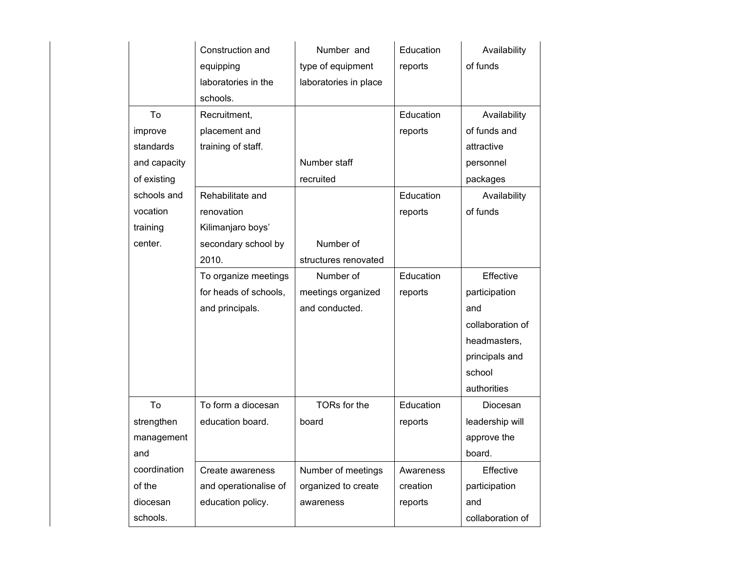| | | | | |
|---|---|---|---|---|
| | Construction and equipping laboratories in the schools. | Number and type of equipment laboratories in place | Education reports | Availability of funds |
| To improve standards and capacity of existing schools and vocation training center. | Recruitment, placement and training of staff. | Number staff recruited | Education reports | Availability of funds and attractive personnel packages |
| | Rehabilitate and renovation Kilimanjaro boys' secondary school by 2010. | Number of structures renovated | Education reports | Availability of funds |
| | To organize meetings for heads of schools, and principals. | Number of meetings organized and conducted. | Education reports | Effective participation and collaboration of headmasters, principals and school authorities |
| To strengthen management and coordination of the diocesan schools. | To form a diocesan education board. | TORs for the board | Education reports | Diocesan leadership will approve the board. |
| | Create awareness and operationalise of education policy. | Number of meetings organized to create awareness | Awareness creation reports | Effective participation and collaboration of |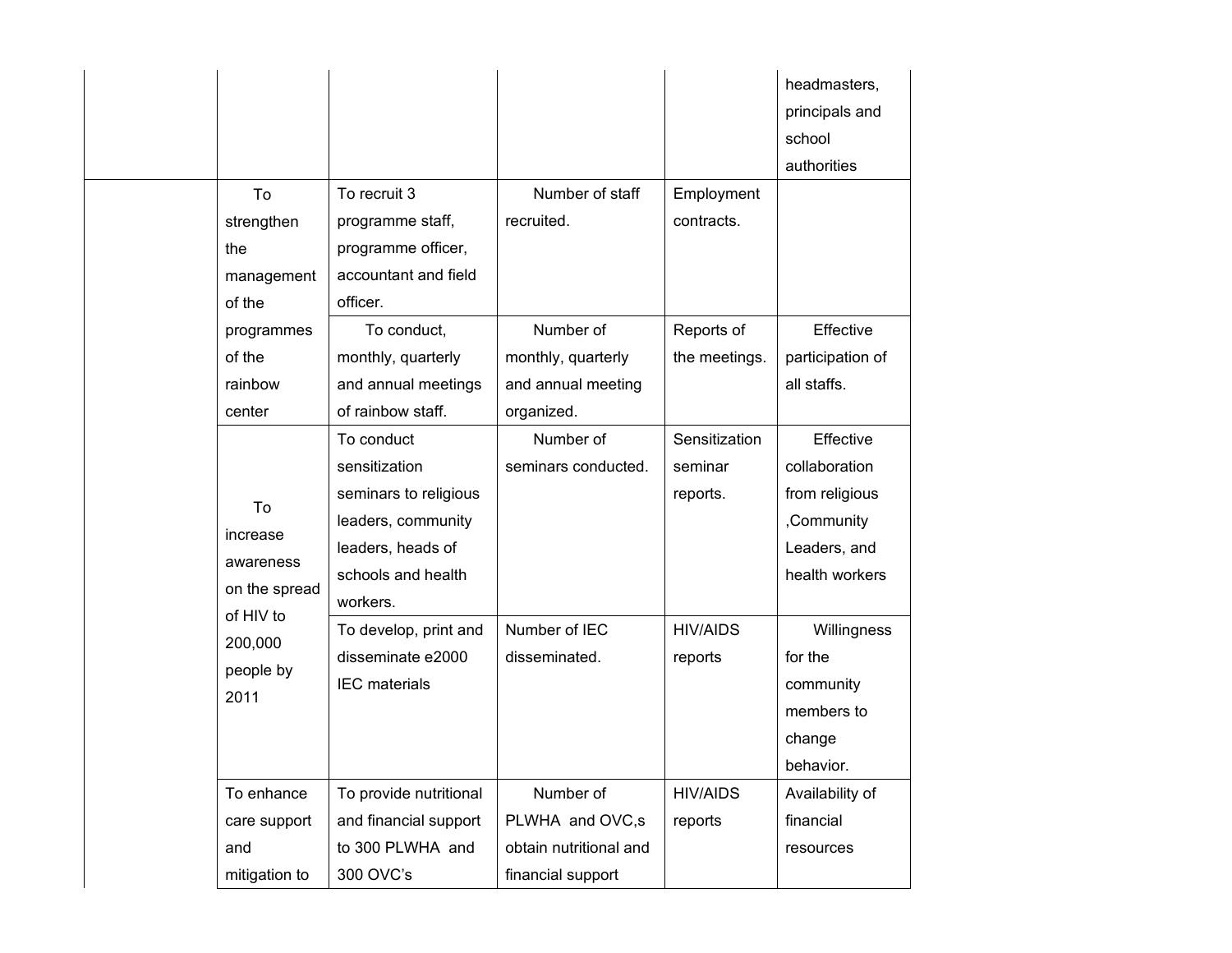| | | | | | |
|---|---|---|---|---|---|
| | | | | | headmasters, principals and school authorities |
| | To strengthen the management of the programmes of the rainbow center | To recruit 3 programme staff, programme officer, accountant and field officer. | Number of staff recruited. | Employment contracts. | |
| | | To conduct, monthly, quarterly and annual meetings of rainbow staff. | Number of monthly, quarterly and annual meeting organized. | Reports of the meetings. | Effective participation of all staffs. |
| | To increase awareness on the spread of HIV to 200,000 people by 2011 | To conduct sensitization seminars to religious leaders, community leaders, heads of schools and health workers. | Number of seminars conducted. | Sensitization seminar reports. | Effective collaboration from religious ,Community Leaders, and health workers |
| | | To develop, print and disseminate e2000 IEC materials | Number of IEC disseminated. | HIV/AIDS reports | Willingness for the community members to change behavior. |
| | To enhance care support and mitigation to | To provide nutritional and financial support to 300 PLWHA and 300 OVC's | Number of PLWHA and OVC,s obtain nutritional and financial support | HIV/AIDS reports | Availability of financial resources |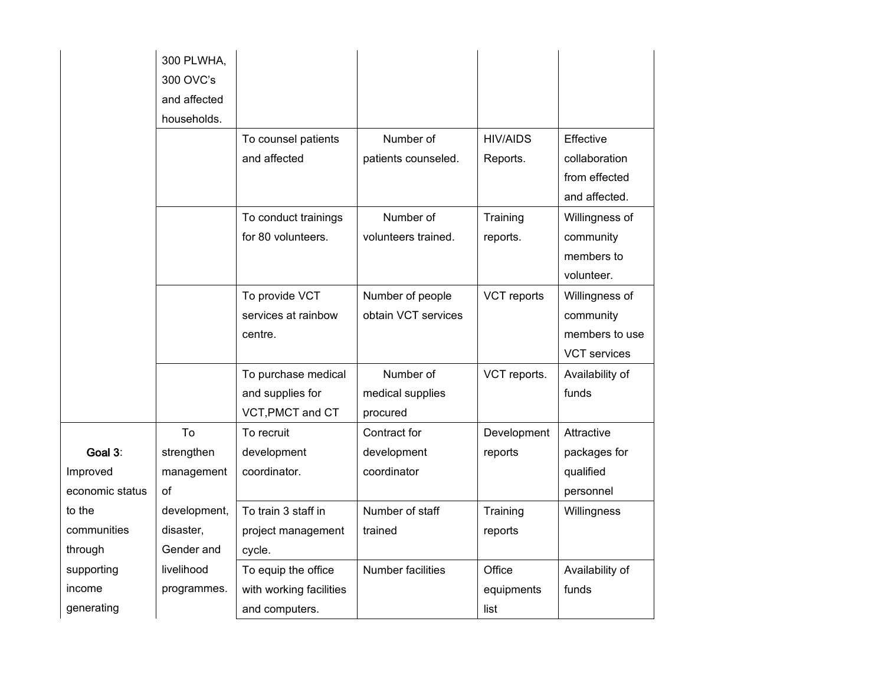|  |  |  |  |  |  |
|---|---|---|---|---|---|
|  | 300 PLWHA, 300 OVC's and affected households. |  |  |  |  |
|  |  | To counsel patients and affected | Number of patients counseled. | HIV/AIDS Reports. | Effective collaboration from effected and affected. |
|  |  | To conduct trainings for 80 volunteers. | Number of volunteers trained. | Training reports. | Willingness of community members to volunteer. |
|  |  | To provide VCT services at rainbow centre. | Number of people obtain VCT services | VCT reports | Willingness of community members to use VCT services |
|  |  | To purchase medical and supplies for VCT,PMCT and CT | Number of medical supplies procured | VCT reports. | Availability of funds |
| **Goal 3**: Improved economic status to the communities through supporting income generating | To strengthen management of development, disaster, Gender and livelihood programmes. | To recruit development coordinator. | Contract for development coordinator | Development reports | Attractive packages for qualified personnel |
|  |  | To train 3 staff in project management cycle. | Number of staff trained | Training reports | Willingness |
|  |  | To equip the office with working facilities and computers. | Number facilities | Office equipments list | Availability of funds |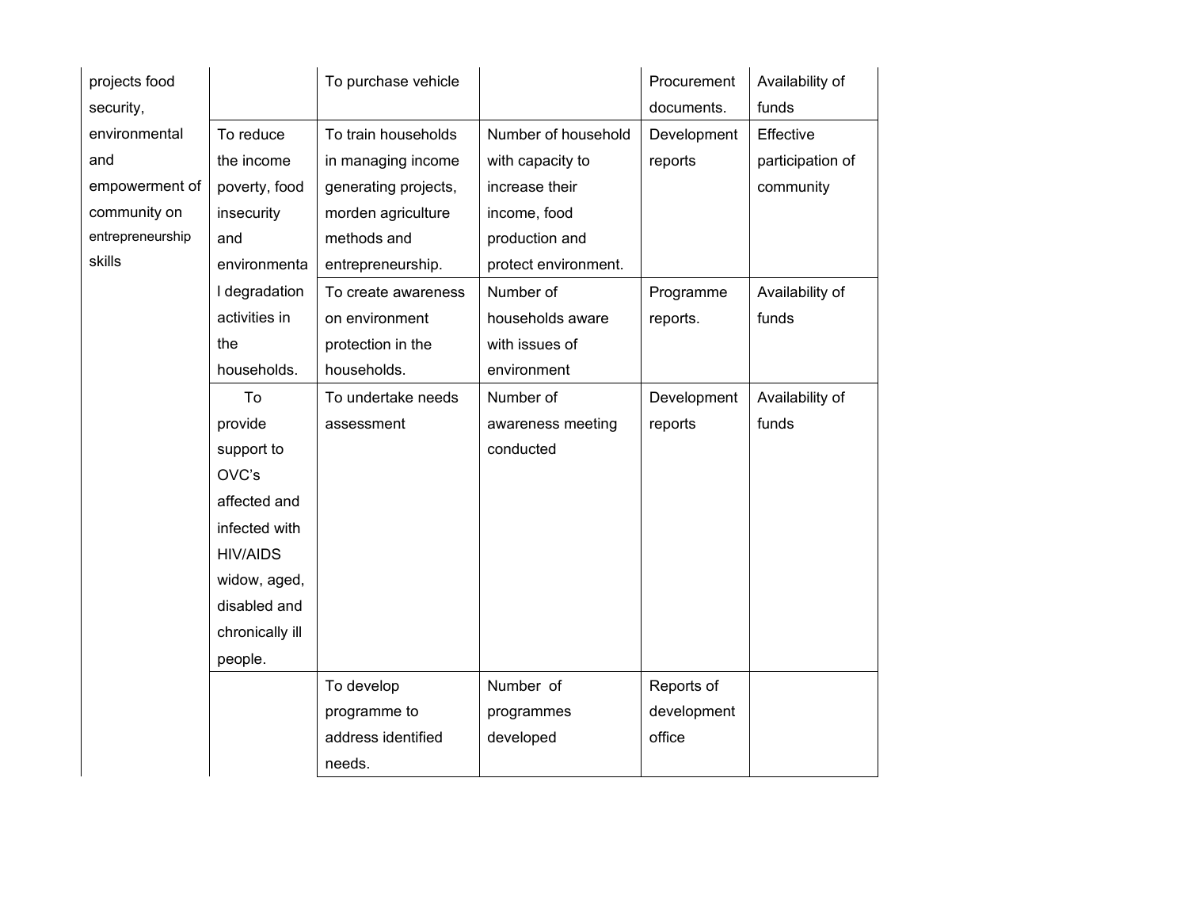| | | | | | |
|---|---|---|---|---|---|
| projects food security, environmental and empowerment of community on entrepreneurship skills | | To purchase vehicle | | Procurement documents. | Availability of funds |
| | To reduce the income poverty, food insecurity and environmental degradation activities in the households. | To train households in managing income generating projects, morden agriculture methods and entrepreneurship. | Number of household with capacity to increase their income, food production and protect environment. | Development reports | Effective participation of community |
| | | To create awareness on environment protection in the households. | Number of households aware with issues of environment | Programme reports. | Availability of funds |
| | To provide support to OVC's affected and infected with HIV/AIDS widow, aged, disabled and chronically ill people. | To undertake needs assessment | Number of awareness meeting conducted | Development reports | Availability of funds |
| | | To develop programme to address identified needs. | Number of programmes developed | Reports of development office | |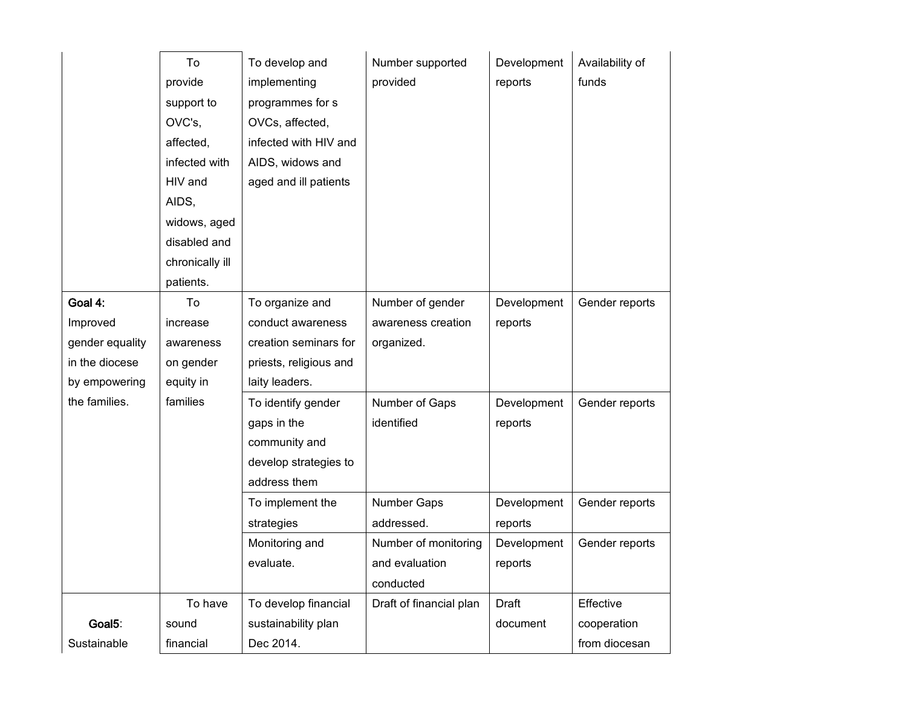| | | | | | |
|---|---|---|---|---|---|
| | To provide support to OVC's, affected, infected with HIV and AIDS, widows, aged disabled and chronically ill patients. | To develop and implementing programmes for s OVCs, affected, infected with HIV and AIDS, widows and aged and ill patients | Number supported provided | Development reports | Availability of funds |
| **Goal 4:** Improved gender equality in the diocese by empowering the families. | To increase awareness on gender equity in families | To organize and conduct awareness creation seminars for priests, religious and laity leaders. | Number of gender awareness creation organized. | Development reports | Gender reports |
| | | To identify gender gaps in the community and develop strategies to address them | Number of Gaps identified | Development reports | Gender reports |
| | | To implement the strategies | Number Gaps addressed. | Development reports | Gender reports |
| | | Monitoring and evaluate. | Number of monitoring and evaluation conducted | Development reports | Gender reports |
| **Goal5**: Sustainable | To have sound financial | To develop financial sustainability plan Dec 2014. | Draft of financial plan | Draft document | Effective cooperation from diocesan |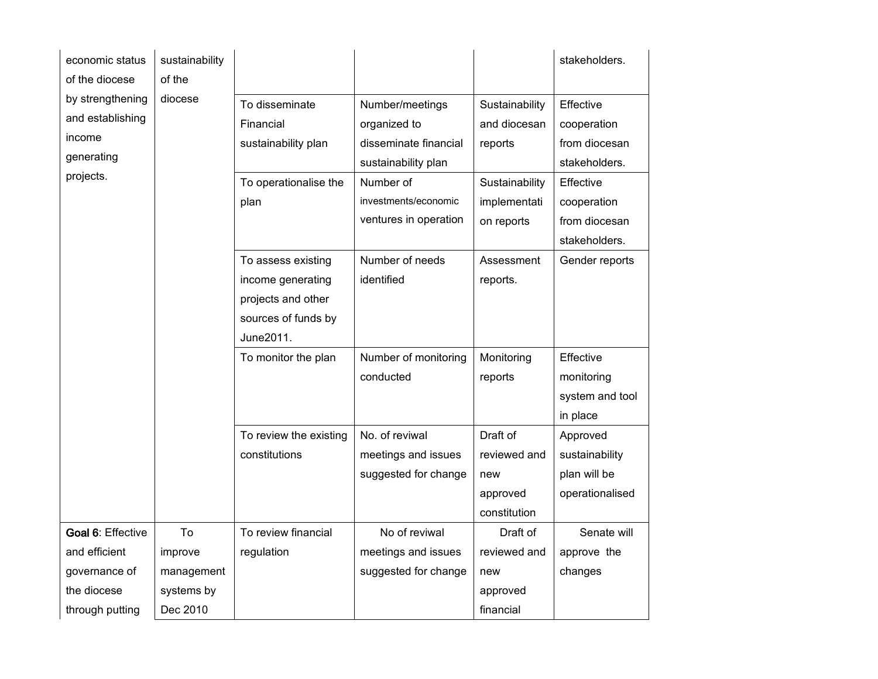| | | | | | |
|---|---|---|---|---|---|
| economic status of the diocese by strengthening and establishing income generating projects. | sustainability of the diocese | | | | stakeholders. |
| | | To disseminate Financial sustainability plan | Number/meetings organized to disseminate financial sustainability plan | Sustainability and diocesan reports | Effective cooperation from diocesan stakeholders. |
| | | To operationalise the plan | Number of investments/economic ventures in operation | Sustainability implementation reports | Effective cooperation from diocesan stakeholders. |
| | | To assess existing income generating projects and other sources of funds by June2011. | Number of needs identified | Assessment reports. | Gender reports |
| | | To monitor the plan | Number of monitoring conducted | Monitoring reports | Effective monitoring system and tool in place |
| | | To review the existing constitutions | No. of reviwal meetings and issues suggested for change | Draft of reviewed and new approved constitution | Approved sustainability plan will be operationalised |
| **Goal 6**: Effective and efficient governance of the diocese through putting | To improve management systems by Dec 2010 | To review financial regulation | No of reviwal meetings and issues suggested for change | Draft of reviewed and new approved financial | Senate will approve the changes |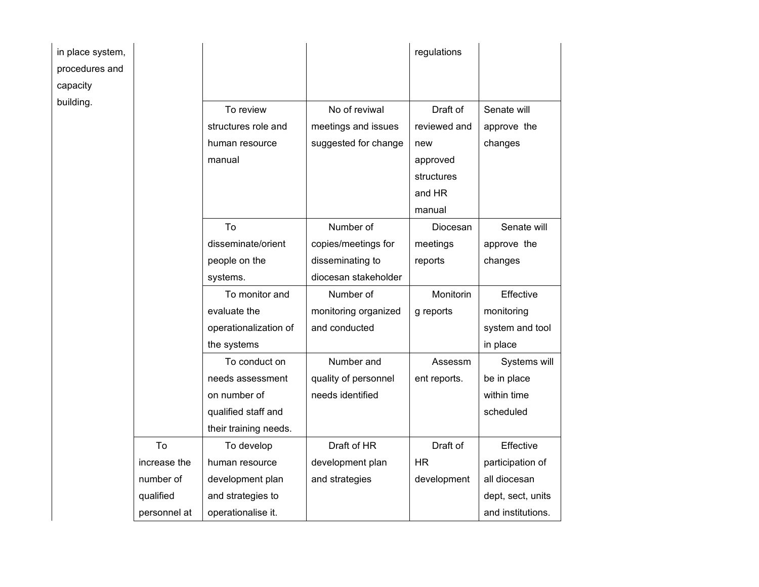| | | | | | |
|---|---|---|---|---|---|
| in place system, procedures and capacity building. | | | | regulations | |
| | | To review structures role and human resource manual | No of reviwal meetings and issues suggested for change | Draft of reviewed and new approved structures and HR manual | Senate will approve the changes |
| | | To disseminate/orient people on the systems. | Number of copies/meetings for disseminating to diocesan stakeholder | Diocesan meetings reports | Senate will approve the changes |
| | | To monitor and evaluate the operationalization of the systems | Number of monitoring organized and conducted | Monitoring reports | Effective monitoring system and tool in place |
| | | To conduct on needs assessment on number of qualified staff and their training needs. | Number and quality of personnel needs identified | Assessment reports. | Systems will be in place within time scheduled |
| | To increase the number of qualified personnel at | To develop human resource development plan and strategies to operationalise it. | Draft of HR development plan and strategies | Draft of HR development | Effective participation of all diocesan dept, sect, units and institutions. |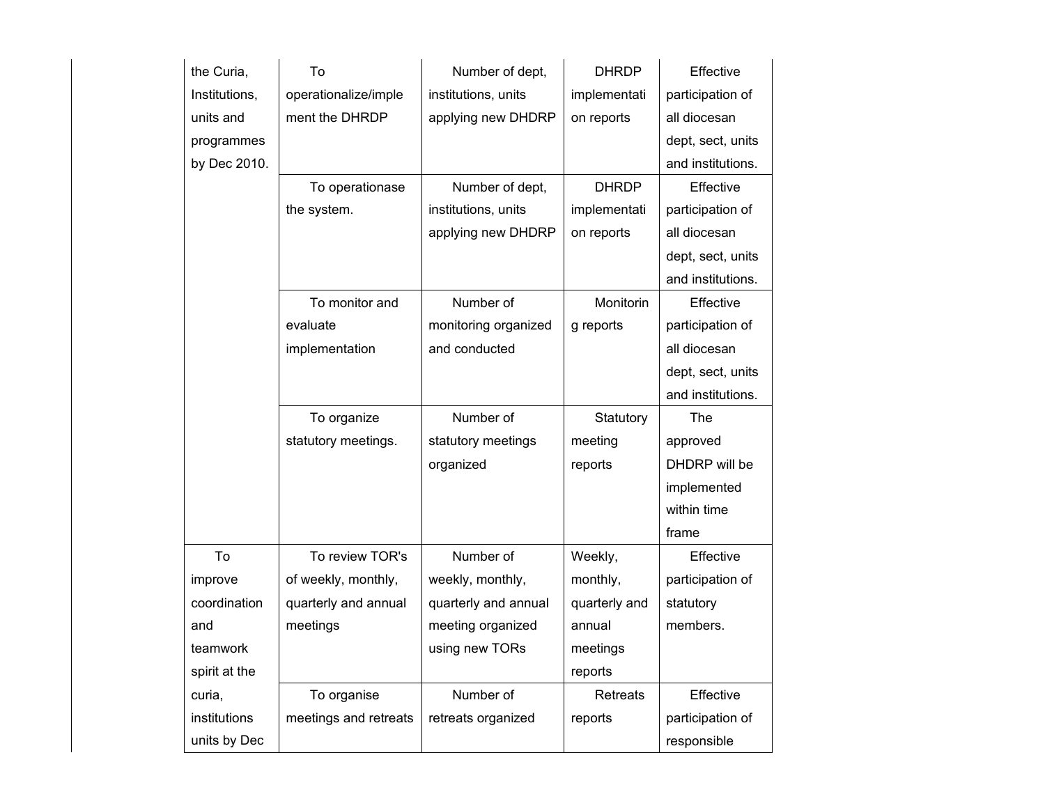| | | | | |
|---|---|---|---|---|
| the Curia, Institutions, units and programmes by Dec 2010. | To operationalize/implement the DHRDP | Number of dept, institutions, units applying new DHDRP | DHRDP implementation reports | Effective participation of all diocesan dept, sect, units and institutions. |
| | To operationase the system. | Number of dept, institutions, units applying new DHDRP | DHRDP implementation reports | Effective participation of all diocesan dept, sect, units and institutions. |
| | To monitor and evaluate implementation | Number of monitoring organized and conducted | Monitoring reports | Effective participation of all diocesan dept, sect, units and institutions. |
| | To organize statutory meetings. | Number of statutory meetings organized | Statutory meeting reports | The approved DHDRP will be implemented within time frame |
| To improve coordination and teamwork spirit at the curia, institutions units by Dec | To review TOR's of weekly, monthly, quarterly and annual meetings | Number of weekly, monthly, quarterly and annual meeting organized using new TORs | Weekly, monthly, quarterly and annual meetings reports | Effective participation of statutory members. |
| | To organise meetings and retreats | Number of retreats organized | Retreats reports | Effective participation of responsible |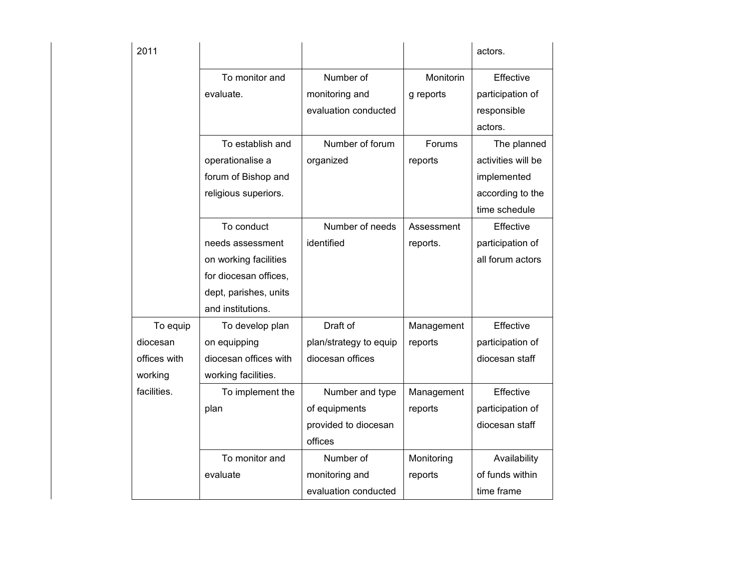| | | | | |
|---|---|---|---|---|
| 2011 | | | | actors. |
| | To monitor and evaluate. | Number of monitoring and evaluation conducted | Monitoring reports | Effective participation of responsible actors. |
| | To establish and operationalise a forum of Bishop and religious superiors. | Number of forum organized | Forums reports | The planned activities will be implemented according to the time schedule |
| | To conduct needs assessment on working facilities for diocesan offices, dept, parishes, units and institutions. | Number of needs identified | Assessment reports. | Effective participation of all forum actors |
| To equip diocesan offices with working facilities. | To develop plan on equipping diocesan offices with working facilities. | Draft of plan/strategy to equip diocesan offices | Management reports | Effective participation of diocesan staff |
| | To implement the plan | Number and type of equipments provided to diocesan offices | Management reports | Effective participation of diocesan staff |
| | To monitor and evaluate | Number of monitoring and evaluation conducted | Monitoring reports | Availability of funds within time frame |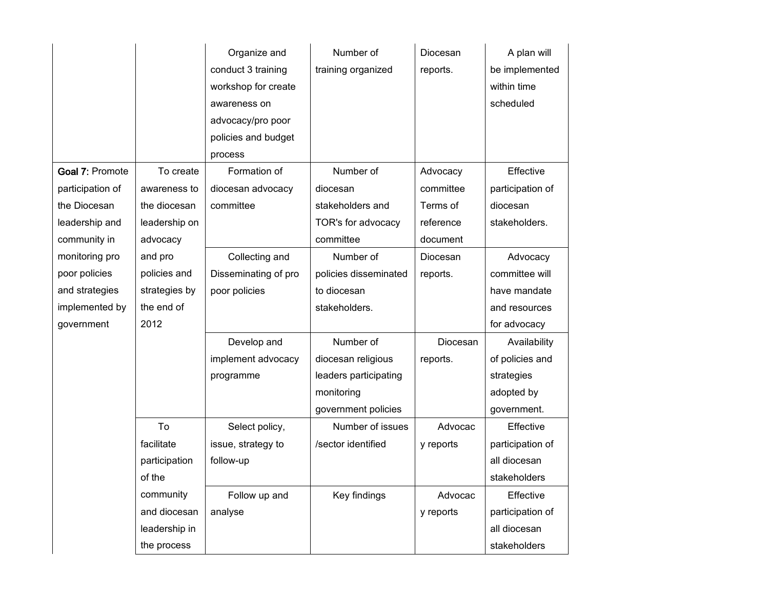| | | | | | |
|---|---|---|---|---|---|
| | | Organize and conduct 3 training workshop for create awareness on advocacy/pro poor policies and budget process | Number of training organized | Diocesan reports. | A plan will be implemented within time scheduled |
| **Goal 7**: Promote participation of the Diocesan leadership and community in monitoring pro poor policies and strategies implemented by government | To create awareness to the diocesan leadership on advocacy and pro policies and strategies by the end of 2012 | Formation of diocesan advocacy committee | Number of diocesan stakeholders and TOR's for advocacy committee | Advocacy committee Terms of reference document | Effective participation of diocesan stakeholders. |
| | | Collecting and Disseminating of pro poor policies | Number of policies disseminated to diocesan stakeholders. | Diocesan reports. | Advocacy committee will have mandate and resources for advocacy |
| | | Develop and implement advocacy programme | Number of diocesan religious leaders participating monitoring government policies | Diocesan reports. | Availability of policies and strategies adopted by government. |
| | To facilitate participation of the community and diocesan leadership in the process | Select policy, issue, strategy to follow-up | Number of issues /sector identified | Advocacy reports | Effective participation of all diocesan stakeholders |
| | | Follow up and analyse | Key findings | Advocacy reports | Effective participation of all diocesan stakeholders |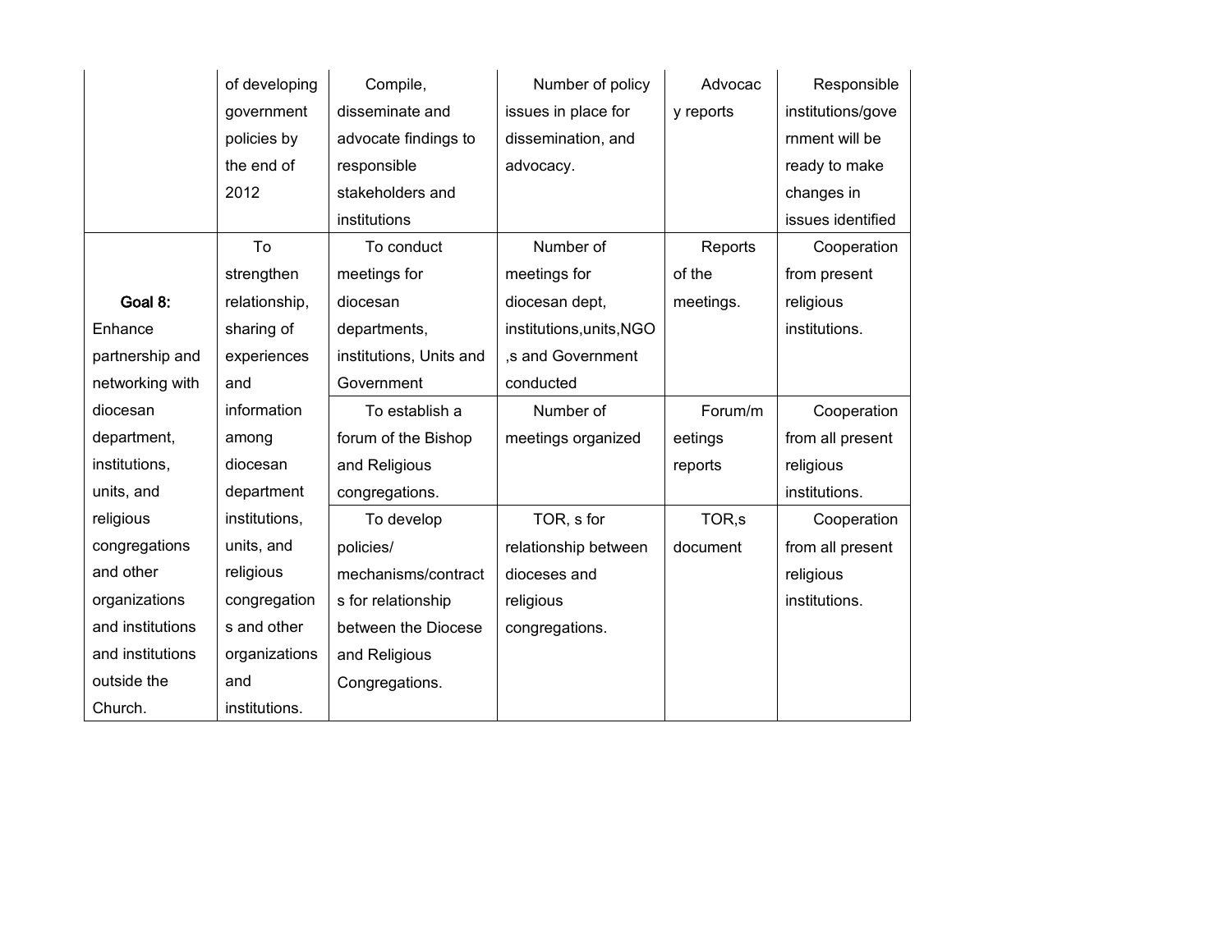| | | | | | |
|---|---|---|---|---|---|
| | of developing government policies by the end of 2012 | Compile, disseminate and advocate findings to responsible stakeholders and institutions | Number of policy issues in place for dissemination, and advocacy. | Advocacy reports | Responsible institutions/government will be ready to make changes in issues identified |
| **Goal 8:** Enhance partnership and networking with diocesan department, institutions, units, and religious congregations and other organizations and institutions and institutions outside the Church. | To strengthen relationship, sharing of experiences and information among diocesan department institutions, units, and religious congregations and other organizations and institutions. | To conduct meetings for diocesan departments, institutions, Units and Government | Number of meetings for diocesan dept, institutions,units,NGO,s and Government conducted | Reports of the meetings. | Cooperation from present religious institutions. |
| | | To establish a forum of the Bishop and Religious congregations. | Number of meetings organized | Forum/meetings reports | Cooperation from all present religious institutions. |
| | | To develop policies/ mechanisms/contracts for relationship between the Diocese and Religious Congregations. | TOR, s for relationship between dioceses and religious congregations. | TOR,s document | Cooperation from all present religious institutions. |